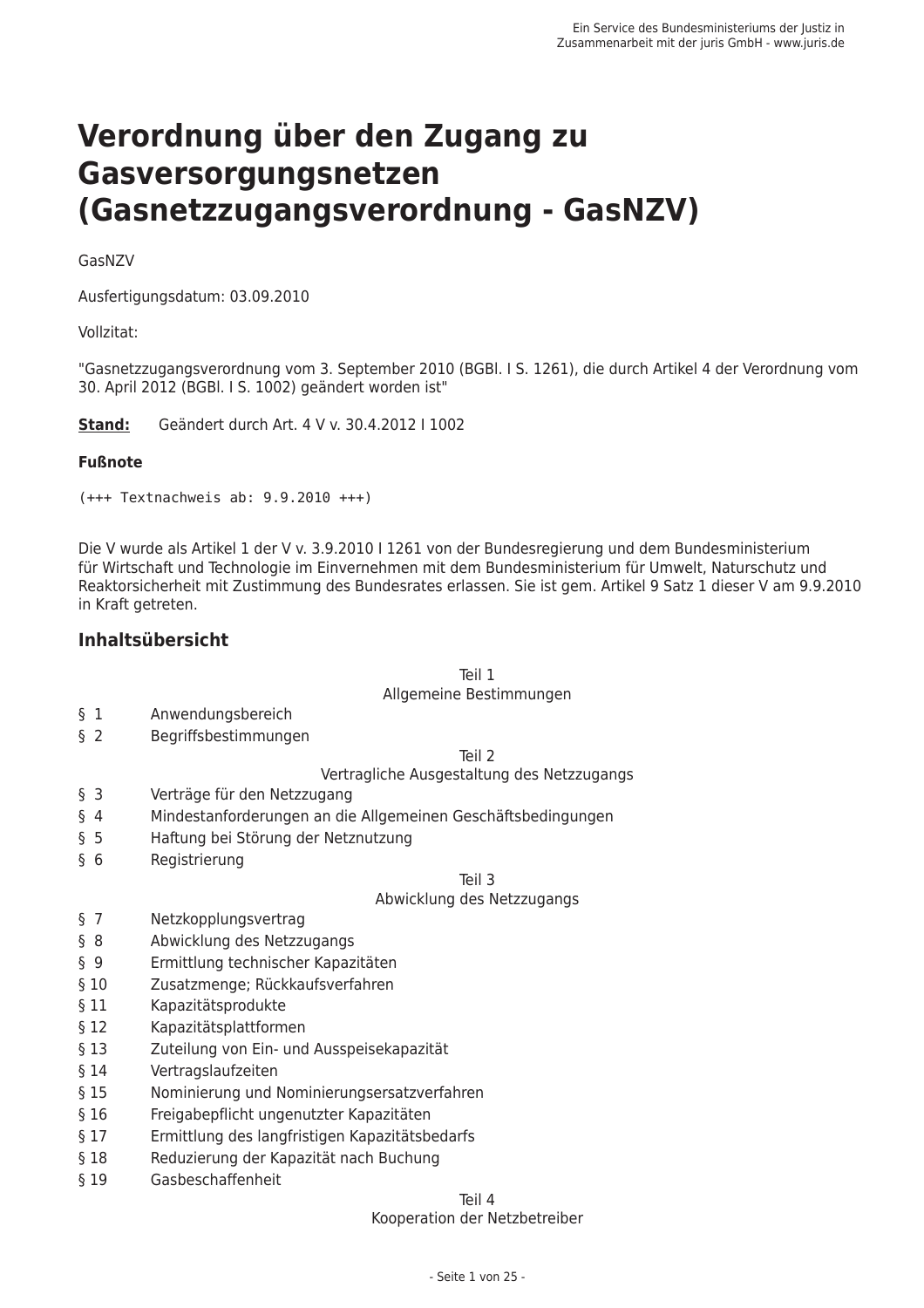# Verordnung über den Zugang zu Gasversorgungsnetzen (Gasnetzzugangsverordnung - GasNZV)

GasNZV

Ausfertigungsdatum: 03.09.2010

Vollzitat:

"Gasnetzzugangsverordnung vom 3. September 2010 (BGBl. I S. 1261), die durch Artikel 4 der Verordnung vom 30. April 2012 (BGBl. I S. 1002) geändert worden ist"

**Stand:** Geändert durch Art. 4 V v. 30.4.2012 I 1002

**Fußnote**

```
(+++ Textnachweis ab: 9.9.2010 +++)
```

Die V wurde als Artikel 1 der V v. 3.9.2010 I 1261 von der Bundesregierung und dem Bundesministerium für Wirtschaft und Technologie im Einvernehmen mit dem Bundesministerium für Umwelt, Naturschutz und Reaktorsicherheit mit Zustimmung des Bundesrates erlassen. Sie ist gem. Artikel 9 Satz 1 dieser V am 9.9.2010 in Kraft getreten.

## Inhaltsübersicht

Teil 1
Allgemeine Bestimmungen

§ 1 Anwendungsbereich
§ 2 Begriffsbestimmungen

Teil 2
Vertragliche Ausgestaltung des Netzzugangs

§ 3 Verträge für den Netzzugang
§ 4 Mindestanforderungen an die Allgemeinen Geschäftsbedingungen
§ 5 Haftung bei Störung der Netznutzung
§ 6 Registrierung

Teil 3
Abwicklung des Netzzugangs

§ 7 Netzkopplungsvertrag
§ 8 Abwicklung des Netzzugangs
§ 9 Ermittlung technischer Kapazitäten
§ 10 Zusatzmenge; Rückkaufsverfahren
§ 11 Kapazitätsprodukte
§ 12 Kapazitätsplattformen
§ 13 Zuteilung von Ein- und Ausspeisekapazität
§ 14 Vertragslaufzeiten
§ 15 Nominierung und Nominierungsersatzverfahren
§ 16 Freigabepflicht ungenutzter Kapazitäten
§ 17 Ermittlung des langfristigen Kapazitätsbedarfs
§ 18 Reduzierung der Kapazität nach Buchung
§ 19 Gasbeschaffenheit

Teil 4
Kooperation der Netzbetreiber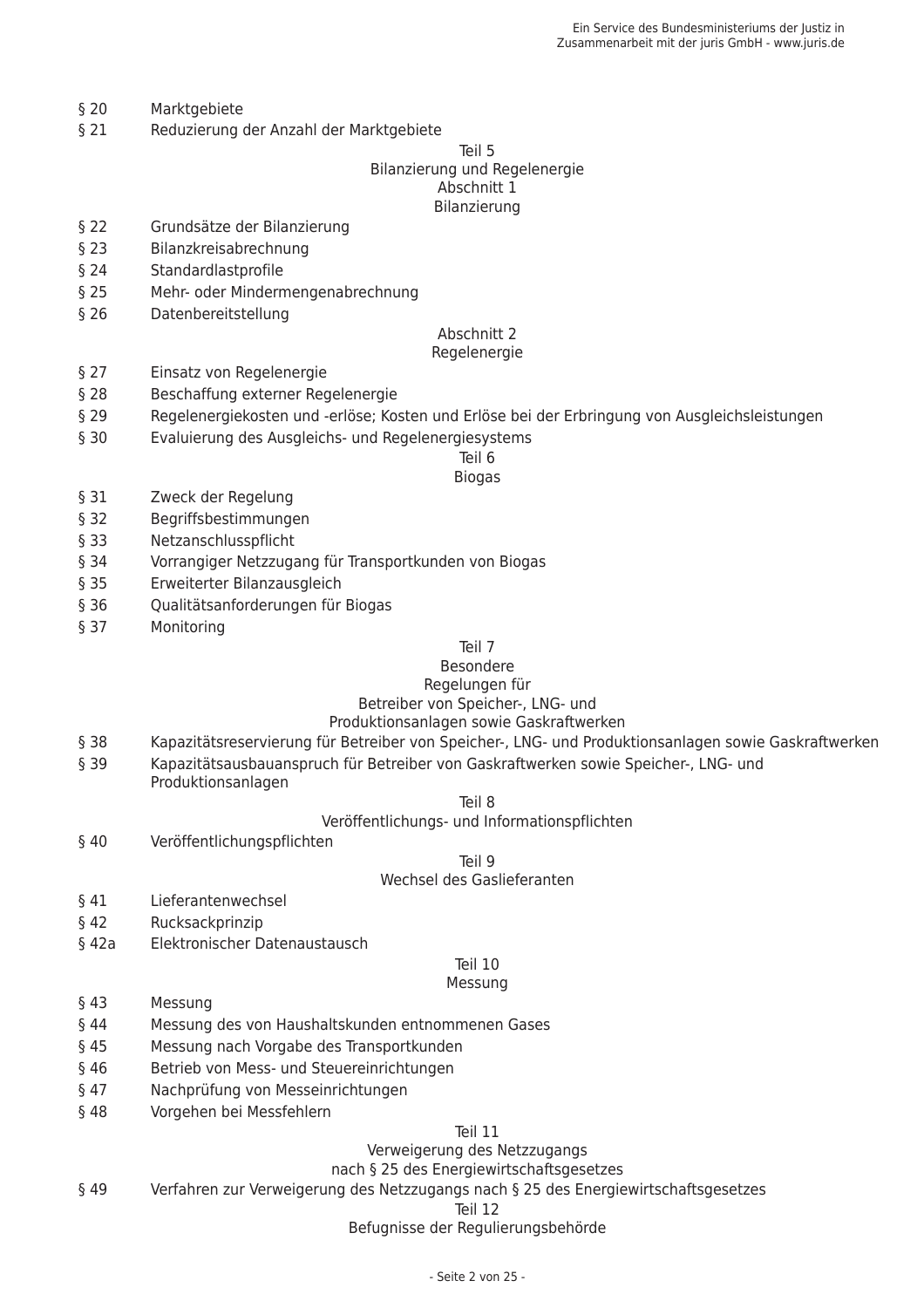§ 20 Marktgebiete

§ 21 Reduzierung der Anzahl der Marktgebiete

Teil 5
Bilanzierung und Regelenergie

Abschnitt 1
Bilanzierung

§ 22 Grundsätze der Bilanzierung

§ 23 Bilanzkreisabrechnung

§ 24 Standardlastprofile

§ 25 Mehr- oder Mindermengenabrechnung

§ 26 Datenbereitstellung

Abschnitt 2
Regelenergie

§ 27 Einsatz von Regelenergie

§ 28 Beschaffung externer Regelenergie

§ 29 Regelenergiekosten und -erlöse; Kosten und Erlöse bei der Erbringung von Ausgleichsleistungen

§ 30 Evaluierung des Ausgleichs- und Regelenergiesystems

Teil 6
Biogas

§ 31 Zweck der Regelung

§ 32 Begriffsbestimmungen

§ 33 Netzanschlusspflicht

§ 34 Vorrangiger Netzzugang für Transportkunden von Biogas

§ 35 Erweiterter Bilanzausgleich

§ 36 Qualitätsanforderungen für Biogas

§ 37 Monitoring

Teil 7
Besondere
Regelungen für
Betreiber von Speicher-, LNG- und
Produktionsanlagen sowie Gaskraftwerken

§ 38 Kapazitätsreservierung für Betreiber von Speicher-, LNG- und Produktionsanlagen sowie Gaskraftwerken

§ 39 Kapazitätsausbauanspruch für Betreiber von Gaskraftwerken sowie Speicher-, LNG- und Produktionsanlagen

Teil 8
Veröffentlichungs- und Informationspflichten

§ 40 Veröffentlichungspflichten

Teil 9
Wechsel des Gaslieferanten

§ 41 Lieferantenwechsel

§ 42 Rucksackprinzip

§ 42a Elektronischer Datenaustausch

Teil 10
Messung

§ 43 Messung

§ 44 Messung des von Haushaltskunden entnommenen Gases

§ 45 Messung nach Vorgabe des Transportkunden

§ 46 Betrieb von Mess- und Steuereinrichtungen

§ 47 Nachprüfung von Messeinrichtungen

§ 48 Vorgehen bei Messfehlern

Teil 11
Verweigerung des Netzzugangs
nach § 25 des Energiewirtschaftsgesetzes

§ 49 Verfahren zur Verweigerung des Netzzugangs nach § 25 des Energiewirtschaftsgesetzes

Teil 12
Befugnisse der Regulierungsbehörde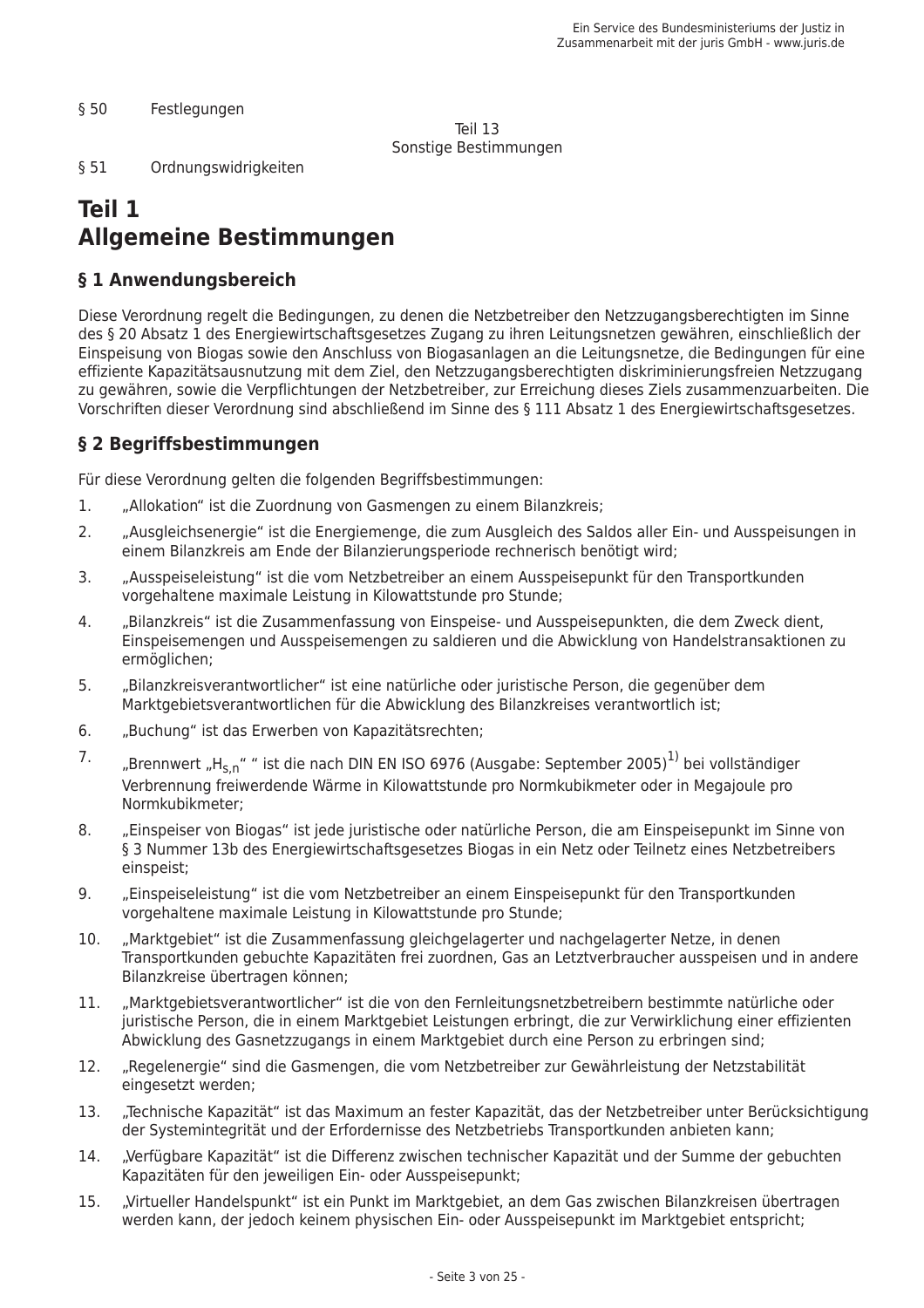§ 50 Festlegungen

Teil 13
Sonstige Bestimmungen

§ 51 Ordnungswidrigkeiten

# Teil 1
# Allgemeine Bestimmungen

## § 1 Anwendungsbereich

Diese Verordnung regelt die Bedingungen, zu denen die Netzbetreiber den Netzzugangsberechtigten im Sinne des § 20 Absatz 1 des Energiewirtschaftsgesetzes Zugang zu ihren Leitungsnetzen gewähren, einschließlich der Einspeisung von Biogas sowie den Anschluss von Biogasanlagen an die Leitungsnetze, die Bedingungen für eine effiziente Kapazitätsausnutzung mit dem Ziel, den Netzzugangsberechtigten diskriminierungsfreien Netzzugang zu gewähren, sowie die Verpflichtungen der Netzbetreiber, zur Erreichung dieses Ziels zusammenzuarbeiten. Die Vorschriften dieser Verordnung sind abschließend im Sinne des § 111 Absatz 1 des Energiewirtschaftsgesetzes.

## § 2 Begriffsbestimmungen

Für diese Verordnung gelten die folgenden Begriffsbestimmungen:

1. „Allokation" ist die Zuordnung von Gasmengen zu einem Bilanzkreis;
2. „Ausgleichsenergie" ist die Energiemenge, die zum Ausgleich des Saldos aller Ein- und Ausspeisungen in einem Bilanzkreis am Ende der Bilanzierungsperiode rechnerisch benötigt wird;
3. „Ausspeiseleistung" ist die vom Netzbetreiber an einem Ausspeisepunkt für den Transportkunden vorgehaltene maximale Leistung in Kilowattstunde pro Stunde;
4. „Bilanzkreis" ist die Zusammenfassung von Einspeise- und Ausspeisepunkten, die dem Zweck dient, Einspeisemengen und Ausspeisemengen zu saldieren und die Abwicklung von Handelstransaktionen zu ermöglichen;
5. „Bilanzkreisverantwortlicher" ist eine natürliche oder juristische Person, die gegenüber dem Marktgebietsverantwortlichen für die Abwicklung des Bilanzkreises verantwortlich ist;
6. „Buchung" ist das Erwerben von Kapazitätsrechten;
7. „Brennwert „$H_{s,n}$" " ist die nach DIN EN ISO 6976 (Ausgabe: September 2005)[1)] bei vollständiger Verbrennung freiwerdende Wärme in Kilowattstunde pro Normkubikmeter oder in Megajoule pro Normkubikmeter;
8. „Einspeiser von Biogas" ist jede juristische oder natürliche Person, die am Einspeisepunkt im Sinne von § 3 Nummer 13b des Energiewirtschaftsgesetzes Biogas in ein Netz oder Teilnetz eines Netzbetreibers einspeist;
9. „Einspeiseleistung" ist die vom Netzbetreiber an einem Einspeisepunkt für den Transportkunden vorgehaltene maximale Leistung in Kilowattstunde pro Stunde;
10. „Marktgebiet" ist die Zusammenfassung gleichgelagerter und nachgelagerter Netze, in denen Transportkunden gebuchte Kapazitäten frei zuordnen, Gas an Letztverbraucher ausspeisen und in andere Bilanzkreise übertragen können;
11. „Marktgebietsverantwortlicher" ist die von den Fernleitungsnetzbetreibern bestimmte natürliche oder juristische Person, die in einem Marktgebiet Leistungen erbringt, die zur Verwirklichung einer effizienten Abwicklung des Gasnetzzugangs in einem Marktgebiet durch eine Person zu erbringen sind;
12. „Regelenergie" sind die Gasmengen, die vom Netzbetreiber zur Gewährleistung der Netzstabilität eingesetzt werden;
13. „Technische Kapazität" ist das Maximum an fester Kapazität, das der Netzbetreiber unter Berücksichtigung der Systemintegrität und der Erfordernisse des Netzbetriebs Transportkunden anbieten kann;
14. „Verfügbare Kapazität" ist die Differenz zwischen technischer Kapazität und der Summe der gebuchten Kapazitäten für den jeweiligen Ein- oder Ausspeisepunkt;
15. „Virtueller Handelspunkt" ist ein Punkt im Marktgebiet, an dem Gas zwischen Bilanzkreisen übertragen werden kann, der jedoch keinem physischen Ein- oder Ausspeisepunkt im Marktgebiet entspricht;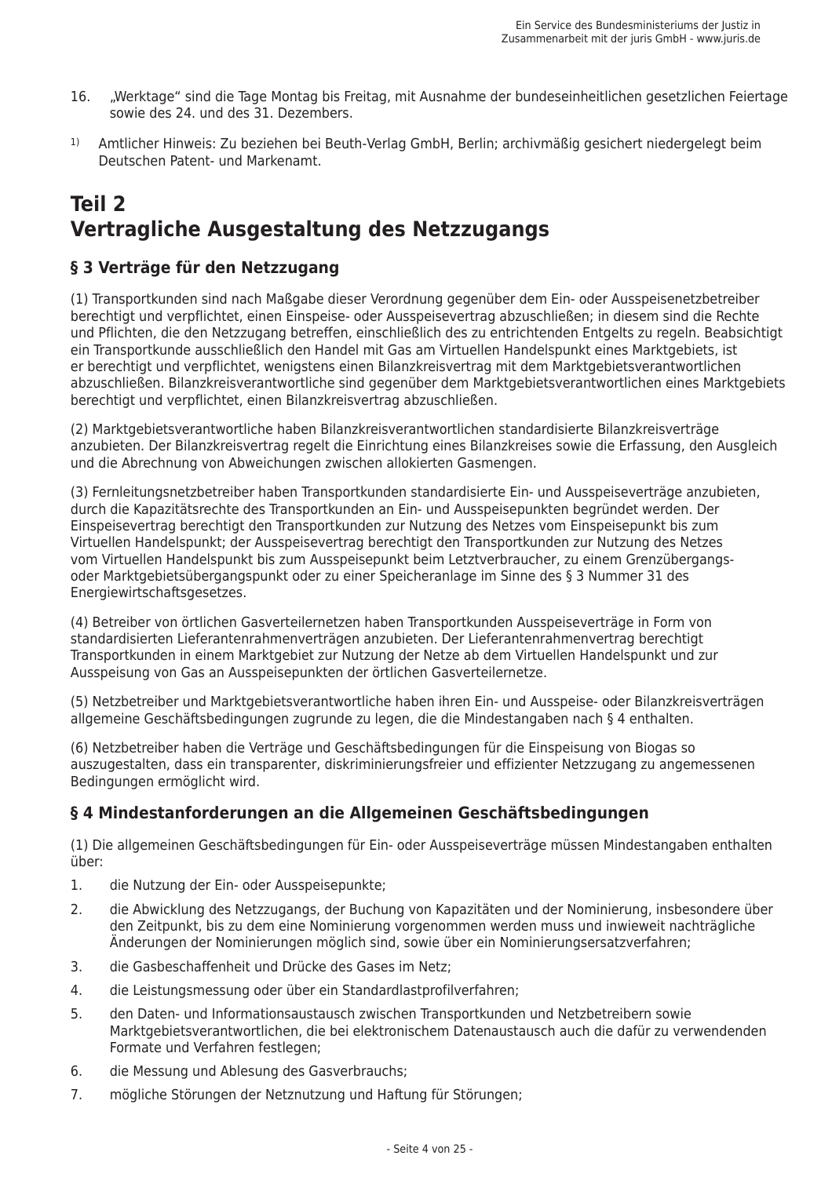16. „Werktage“ sind die Tage Montag bis Freitag, mit Ausnahme der bundeseinheitlichen gesetzlichen Feiertage sowie des 24. und des 31. Dezembers.

[1] Amtlicher Hinweis: Zu beziehen bei Beuth-Verlag GmbH, Berlin; archivmäßig gesichert niedergelegt beim Deutschen Patent- und Markenamt.

## Teil 2
## Vertragliche Ausgestaltung des Netzzugangs

### § 3 Verträge für den Netzzugang

(1) Transportkunden sind nach Maßgabe dieser Verordnung gegenüber dem Ein- oder Ausspeisenetzbetreiber berechtigt und verpflichtet, einen Einspeise- oder Ausspeisevertrag abzuschließen; in diesem sind die Rechte und Pflichten, die den Netzzugang betreffen, einschließlich des zu entrichtenden Entgelts zu regeln. Beabsichtigt ein Transportkunde ausschließlich den Handel mit Gas am Virtuellen Handelspunkt eines Marktgebiets, ist er berechtigt und verpflichtet, wenigstens einen Bilanzkreisvertrag mit dem Marktgebietsverantwortlichen abzuschließen. Bilanzkreisverantwortliche sind gegenüber dem Marktgebietsverantwortlichen eines Marktgebiets berechtigt und verpflichtet, einen Bilanzkreisvertrag abzuschließen.

(2) Marktgebietsverantwortliche haben Bilanzkreisverantwortlichen standardisierte Bilanzkreisverträge anzubieten. Der Bilanzkreisvertrag regelt die Einrichtung eines Bilanzkreises sowie die Erfassung, den Ausgleich und die Abrechnung von Abweichungen zwischen allokierten Gasmengen.

(3) Fernleitungsnetzbetreiber haben Transportkunden standardisierte Ein- und Ausspeiseverträge anzubieten, durch die Kapazitätsrechte des Transportkunden an Ein- und Ausspeisepunkten begründet werden. Der Einspeisevertrag berechtigt den Transportkunden zur Nutzung des Netzes vom Einspeisepunkt bis zum Virtuellen Handelspunkt; der Ausspeisevertrag berechtigt den Transportkunden zur Nutzung des Netzes vom Virtuellen Handelspunkt bis zum Ausspeisepunkt beim Letztverbraucher, zu einem Grenzübergangs- oder Marktgebietsübergangspunkt oder zu einer Speicheranlage im Sinne des § 3 Nummer 31 des Energiewirtschaftsgesetzes.

(4) Betreiber von örtlichen Gasverteilernetzen haben Transportkunden Ausspeiseverträge in Form von standardisierten Lieferantenrahmenverträgen anzubieten. Der Lieferantenrahmenvertrag berechtigt Transportkunden in einem Marktgebiet zur Nutzung der Netze ab dem Virtuellen Handelspunkt und zur Ausspeisung von Gas an Ausspeisepunkten der örtlichen Gasverteilernetze.

(5) Netzbetreiber und Marktgebietsverantwortliche haben ihren Ein- und Ausspeise- oder Bilanzkreisverträgen allgemeine Geschäftsbedingungen zugrunde zu legen, die die Mindestangaben nach § 4 enthalten.

(6) Netzbetreiber haben die Verträge und Geschäftsbedingungen für die Einspeisung von Biogas so auszugestalten, dass ein transparenter, diskriminierungsfreier und effizienter Netzzugang zu angemessenen Bedingungen ermöglicht wird.

### § 4 Mindestanforderungen an die Allgemeinen Geschäftsbedingungen

(1) Die allgemeinen Geschäftsbedingungen für Ein- oder Ausspeiseverträge müssen Mindestangaben enthalten über:

1. die Nutzung der Ein- oder Ausspeisepunkte;
2. die Abwicklung des Netzzugangs, der Buchung von Kapazitäten und der Nominierung, insbesondere über den Zeitpunkt, bis zu dem eine Nominierung vorgenommen werden muss und inwieweit nachträgliche Änderungen der Nominierungen möglich sind, sowie über ein Nominierungsersatzverfahren;
3. die Gasbeschaffenheit und Drücke des Gases im Netz;
4. die Leistungsmessung oder über ein Standardlastprofilverfahren;
5. den Daten- und Informationsaustausch zwischen Transportkunden und Netzbetreibern sowie Marktgebietsverantwortlichen, die bei elektronischem Datenaustausch auch die dafür zu verwendenden Formate und Verfahren festlegen;
6. die Messung und Ablesung des Gasverbrauchs;
7. mögliche Störungen der Netznutzung und Haftung für Störungen;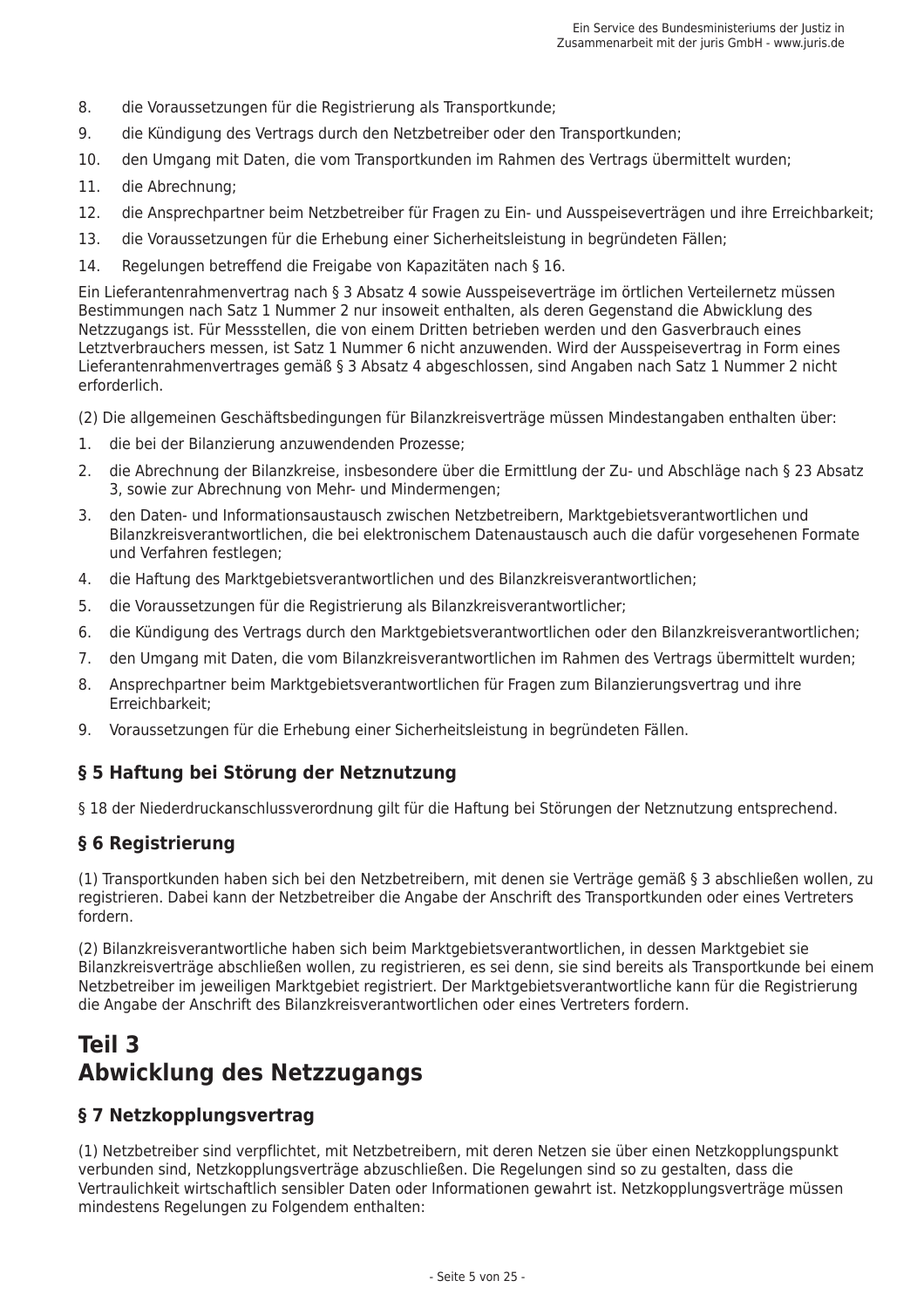8. die Voraussetzungen für die Registrierung als Transportkunde;
9. die Kündigung des Vertrags durch den Netzbetreiber oder den Transportkunden;
10. den Umgang mit Daten, die vom Transportkunden im Rahmen des Vertrags übermittelt wurden;
11. die Abrechnung;
12. die Ansprechpartner beim Netzbetreiber für Fragen zu Ein- und Ausspeiseverträgen und ihre Erreichbarkeit;
13. die Voraussetzungen für die Erhebung einer Sicherheitsleistung in begründeten Fällen;
14. Regelungen betreffend die Freigabe von Kapazitäten nach § 16.

Ein Lieferantenrahmenvertrag nach § 3 Absatz 4 sowie Ausspeiseverträge im örtlichen Verteilernetz müssen Bestimmungen nach Satz 1 Nummer 2 nur insoweit enthalten, als deren Gegenstand die Abwicklung des Netzzugangs ist. Für Messstellen, die von einem Dritten betrieben werden und den Gasverbrauch eines Letztverbrauchers messen, ist Satz 1 Nummer 6 nicht anzuwenden. Wird der Ausspeisevertrag in Form eines Lieferantenrahmenvertrages gemäß § 3 Absatz 4 abgeschlossen, sind Angaben nach Satz 1 Nummer 2 nicht erforderlich.

(2) Die allgemeinen Geschäftsbedingungen für Bilanzkreisverträge müssen Mindestangaben enthalten über:

1. die bei der Bilanzierung anzuwendenden Prozesse;
2. die Abrechnung der Bilanzkreise, insbesondere über die Ermittlung der Zu- und Abschläge nach § 23 Absatz 3, sowie zur Abrechnung von Mehr- und Mindermengen;
3. den Daten- und Informationsaustausch zwischen Netzbetreibern, Marktgebietsverantwortlichen und Bilanzkreisverantwortlichen, die bei elektronischem Datenaustausch auch die dafür vorgesehenen Formate und Verfahren festlegen;
4. die Haftung des Marktgebietsverantwortlichen und des Bilanzkreisverantwortlichen;
5. die Voraussetzungen für die Registrierung als Bilanzkreisverantwortlicher;
6. die Kündigung des Vertrags durch den Marktgebietsverantwortlichen oder den Bilanzkreisverantwortlichen;
7. den Umgang mit Daten, die vom Bilanzkreisverantwortlichen im Rahmen des Vertrags übermittelt wurden;
8. Ansprechpartner beim Marktgebietsverantwortlichen für Fragen zum Bilanzierungsvertrag und ihre Erreichbarkeit;
9. Voraussetzungen für die Erhebung einer Sicherheitsleistung in begründeten Fällen.

### § 5 Haftung bei Störung der Netznutzung

§ 18 der Niederdruckanschlussverordnung gilt für die Haftung bei Störungen der Netznutzung entsprechend.

### § 6 Registrierung

(1) Transportkunden haben sich bei den Netzbetreibern, mit denen sie Verträge gemäß § 3 abschließen wollen, zu registrieren. Dabei kann der Netzbetreiber die Angabe der Anschrift des Transportkunden oder eines Vertreters fordern.

(2) Bilanzkreisverantwortliche haben sich beim Marktgebietsverantwortlichen, in dessen Marktgebiet sie Bilanzkreisverträge abschließen wollen, zu registrieren, es sei denn, sie sind bereits als Transportkunde bei einem Netzbetreiber im jeweiligen Marktgebiet registriert. Der Marktgebietsverantwortliche kann für die Registrierung die Angabe der Anschrift des Bilanzkreisverantwortlichen oder eines Vertreters fordern.

## Teil 3
## Abwicklung des Netzzugangs

### § 7 Netzkopplungsvertrag

(1) Netzbetreiber sind verpflichtet, mit Netzbetreibern, mit deren Netzen sie über einen Netzkopplungspunkt verbunden sind, Netzkopplungsverträge abzuschließen. Die Regelungen sind so zu gestalten, dass die Vertraulichkeit wirtschaftlich sensibler Daten oder Informationen gewahrt ist. Netzkopplungsverträge müssen mindestens Regelungen zu Folgendem enthalten: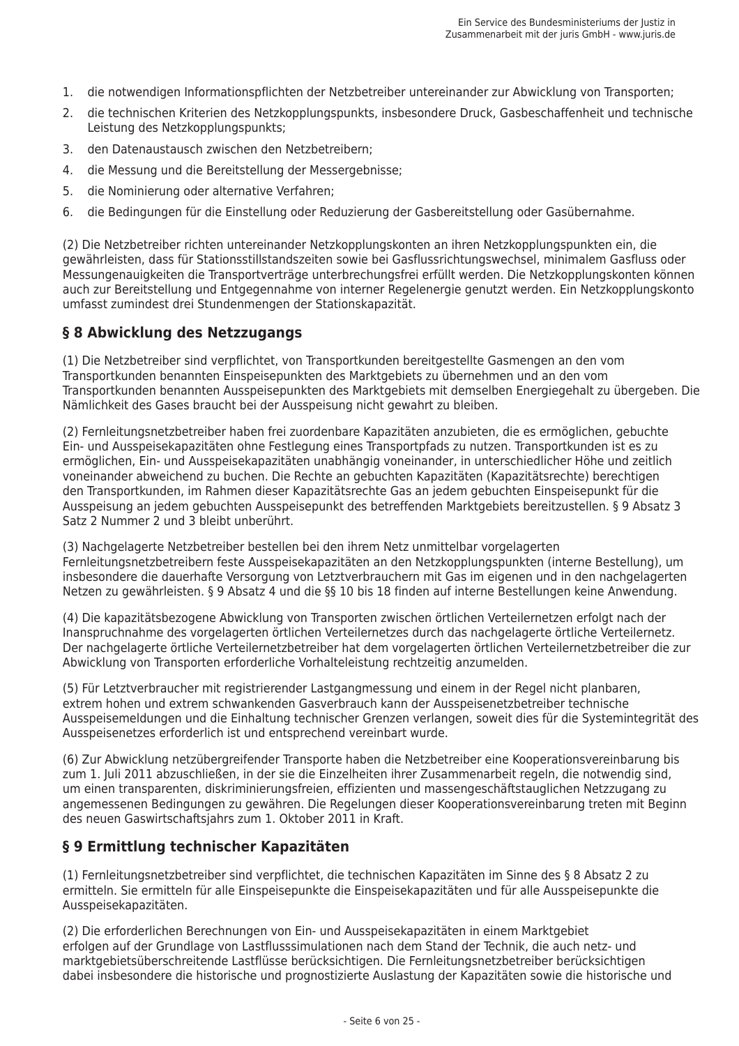1. die notwendigen Informationspflichten der Netzbetreiber untereinander zur Abwicklung von Transporten;
2. die technischen Kriterien des Netzkopplungspunkts, insbesondere Druck, Gasbeschaffenheit und technische Leistung des Netzkopplungspunkts;
3. den Datenaustausch zwischen den Netzbetreibern;
4. die Messung und die Bereitstellung der Messergebnisse;
5. die Nominierung oder alternative Verfahren;
6. die Bedingungen für die Einstellung oder Reduzierung der Gasbereitstellung oder Gasübernahme.

(2) Die Netzbetreiber richten untereinander Netzkopplungskonten an ihren Netzkopplungspunkten ein, die gewährleisten, dass für Stationsstillstandszeiten sowie bei Gasflussrichtungswechsel, minimalem Gasfluss oder Messungenauigkeiten die Transportverträge unterbrechungsfrei erfüllt werden. Die Netzkopplungskonten können auch zur Bereitstellung und Entgegennahme von interner Regelenergie genutzt werden. Ein Netzkopplungskonto umfasst zumindest drei Stundenmengen der Stationskapazität.

## § 8 Abwicklung des Netzzugangs

(1) Die Netzbetreiber sind verpflichtet, von Transportkunden bereitgestellte Gasmengen an den vom Transportkunden benannten Einspeisepunkten des Marktgebiets zu übernehmen und an den vom Transportkunden benannten Ausspeisepunkten des Marktgebiets mit demselben Energiegehalt zu übergeben. Die Nämlichkeit des Gases braucht bei der Ausspeisung nicht gewahrt zu bleiben.

(2) Fernleitungsnetzbetreiber haben frei zuordenbare Kapazitäten anzubieten, die es ermöglichen, gebuchte Ein- und Ausspeisekapazitäten ohne Festlegung eines Transportpfads zu nutzen. Transportkunden ist es zu ermöglichen, Ein- und Ausspeisekapazitäten unabhängig voneinander, in unterschiedlicher Höhe und zeitlich voneinander abweichend zu buchen. Die Rechte an gebuchten Kapazitäten (Kapazitätsrechte) berechtigen den Transportkunden, im Rahmen dieser Kapazitätsrechte Gas an jedem gebuchten Einspeisepunkt für die Ausspeisung an jedem gebuchten Ausspeisepunkt des betreffenden Marktgebiets bereitzustellen. § 9 Absatz 3 Satz 2 Nummer 2 und 3 bleibt unberührt.

(3) Nachgelagerte Netzbetreiber bestellen bei den ihrem Netz unmittelbar vorgelagerten Fernleitungsnetzbetreibern feste Ausspeisekapazitäten an den Netzkopplungspunkten (interne Bestellung), um insbesondere die dauerhafte Versorgung von Letztverbrauchern mit Gas im eigenen und in den nachgelagerten Netzen zu gewährleisten. § 9 Absatz 4 und die §§ 10 bis 18 finden auf interne Bestellungen keine Anwendung.

(4) Die kapazitätsbezogene Abwicklung von Transporten zwischen örtlichen Verteilernetzen erfolgt nach der Inanspruchnahme des vorgelagerten örtlichen Verteilernetzes durch das nachgelagerte örtliche Verteilernetz. Der nachgelagerte örtliche Verteilernetzbetreiber hat dem vorgelagerten örtlichen Verteilernetzbetreiber die zur Abwicklung von Transporten erforderliche Vorhalteleistung rechtzeitig anzumelden.

(5) Für Letztverbraucher mit registrierender Lastgangmessung und einem in der Regel nicht planbaren, extrem hohen und extrem schwankenden Gasverbrauch kann der Ausspeisenetzbetreiber technische Ausspeisemeldungen und die Einhaltung technischer Grenzen verlangen, soweit dies für die Systemintegrität des Ausspeisenetzes erforderlich ist und entsprechend vereinbart wurde.

(6) Zur Abwicklung netzübergreifender Transporte haben die Netzbetreiber eine Kooperationsvereinbarung bis zum 1. Juli 2011 abzuschließen, in der sie die Einzelheiten ihrer Zusammenarbeit regeln, die notwendig sind, um einen transparenten, diskriminierungsfreien, effizienten und massengeschäftstauglichen Netzzugang zu angemessenen Bedingungen zu gewähren. Die Regelungen dieser Kooperationsvereinbarung treten mit Beginn des neuen Gaswirtschaftsjahrs zum 1. Oktober 2011 in Kraft.

## § 9 Ermittlung technischer Kapazitäten

(1) Fernleitungsnetzbetreiber sind verpflichtet, die technischen Kapazitäten im Sinne des § 8 Absatz 2 zu ermitteln. Sie ermitteln für alle Einspeisepunkte die Einspeisekapazitäten und für alle Ausspeisepunkte die Ausspeisekapazitäten.

(2) Die erforderlichen Berechnungen von Ein- und Ausspeisekapazitäten in einem Marktgebiet erfolgen auf der Grundlage von Lastflusssimulationen nach dem Stand der Technik, die auch netz- und marktgebietsüberschreitende Lastflüsse berücksichtigen. Die Fernleitungsnetzbetreiber berücksichtigen dabei insbesondere die historische und prognostizierte Auslastung der Kapazitäten sowie die historische und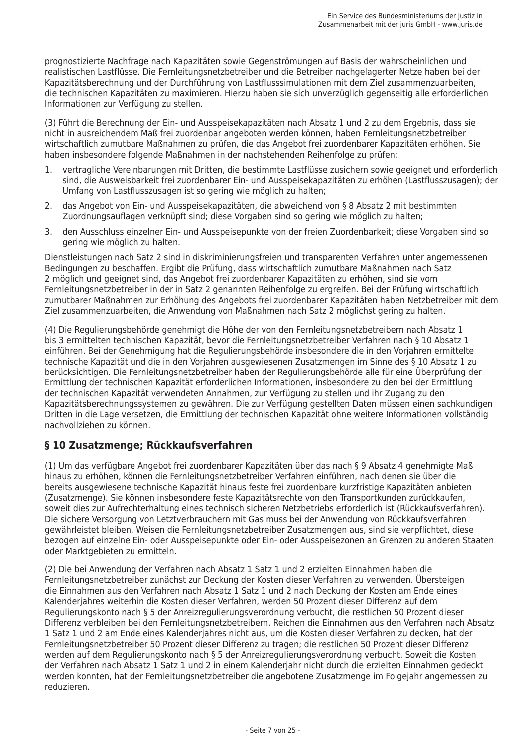prognostizierte Nachfrage nach Kapazitäten sowie Gegenströmungen auf Basis der wahrscheinlichen und realistischen Lastflüsse. Die Fernleitungsnetzbetreiber und die Betreiber nachgelagerter Netze haben bei der Kapazitätsberechnung und der Durchführung von Lastflusssimulationen mit dem Ziel zusammenzuarbeiten, die technischen Kapazitäten zu maximieren. Hierzu haben sie sich unverzüglich gegenseitig alle erforderlichen Informationen zur Verfügung zu stellen.

(3) Führt die Berechnung der Ein- und Ausspeisekapazitäten nach Absatz 1 und 2 zu dem Ergebnis, dass sie nicht in ausreichendem Maß frei zuordenbar angeboten werden können, haben Fernleitungsnetzbetreiber wirtschaftlich zumutbare Maßnahmen zu prüfen, die das Angebot frei zuordenbarer Kapazitäten erhöhen. Sie haben insbesondere folgende Maßnahmen in der nachstehenden Reihenfolge zu prüfen:

1. vertragliche Vereinbarungen mit Dritten, die bestimmte Lastflüsse zusichern sowie geeignet und erforderlich sind, die Ausweisbarkeit frei zuordenbarer Ein- und Ausspeisekapazitäten zu erhöhen (Lastflusszusagen); der Umfang von Lastflusszusagen ist so gering wie möglich zu halten;
2. das Angebot von Ein- und Ausspeisekapazitäten, die abweichend von § 8 Absatz 2 mit bestimmten Zuordnungsauflagen verknüpft sind; diese Vorgaben sind so gering wie möglich zu halten;
3. den Ausschluss einzelner Ein- und Ausspeisepunkte von der freien Zuordenbarkeit; diese Vorgaben sind so gering wie möglich zu halten.

Dienstleistungen nach Satz 2 sind in diskriminierungsfreien und transparenten Verfahren unter angemessenen Bedingungen zu beschaffen. Ergibt die Prüfung, dass wirtschaftlich zumutbare Maßnahmen nach Satz 2 möglich und geeignet sind, das Angebot frei zuordenbarer Kapazitäten zu erhöhen, sind sie vom Fernleitungsnetzbetreiber in der in Satz 2 genannten Reihenfolge zu ergreifen. Bei der Prüfung wirtschaftlich zumutbarer Maßnahmen zur Erhöhung des Angebots frei zuordenbarer Kapazitäten haben Netzbetreiber mit dem Ziel zusammenzuarbeiten, die Anwendung von Maßnahmen nach Satz 2 möglichst gering zu halten.

(4) Die Regulierungsbehörde genehmigt die Höhe der von den Fernleitungsnetzbetreibern nach Absatz 1 bis 3 ermittelten technischen Kapazität, bevor die Fernleitungsnetzbetreiber Verfahren nach § 10 Absatz 1 einführen. Bei der Genehmigung hat die Regulierungsbehörde insbesondere die in den Vorjahren ermittelte technische Kapazität und die in den Vorjahren ausgewiesenen Zusatzmengen im Sinne des § 10 Absatz 1 zu berücksichtigen. Die Fernleitungsnetzbetreiber haben der Regulierungsbehörde alle für eine Überprüfung der Ermittlung der technischen Kapazität erforderlichen Informationen, insbesondere zu den bei der Ermittlung der technischen Kapazität verwendeten Annahmen, zur Verfügung zu stellen und ihr Zugang zu den Kapazitätsberechnungssystemen zu gewähren. Die zur Verfügung gestellten Daten müssen einen sachkundigen Dritten in die Lage versetzen, die Ermittlung der technischen Kapazität ohne weitere Informationen vollständig nachvollziehen zu können.

## § 10 Zusatzmenge; Rückkaufsverfahren

(1) Um das verfügbare Angebot frei zuordenbarer Kapazitäten über das nach § 9 Absatz 4 genehmigte Maß hinaus zu erhöhen, können die Fernleitungsnetzbetreiber Verfahren einführen, nach denen sie über die bereits ausgewiesene technische Kapazität hinaus feste frei zuordenbare kurzfristige Kapazitäten anbieten (Zusatzmenge). Sie können insbesondere feste Kapazitätsrechte von den Transportkunden zurückkaufen, soweit dies zur Aufrechterhaltung eines technisch sicheren Netzbetriebs erforderlich ist (Rückkaufsverfahren). Die sichere Versorgung von Letztverbrauchern mit Gas muss bei der Anwendung von Rückkaufsverfahren gewährleistet bleiben. Weisen die Fernleitungsnetzbetreiber Zusatzmengen aus, sind sie verpflichtet, diese bezogen auf einzelne Ein- oder Ausspeisepunkte oder Ein- oder Ausspeisezonen an Grenzen zu anderen Staaten oder Marktgebieten zu ermitteln.

(2) Die bei Anwendung der Verfahren nach Absatz 1 Satz 1 und 2 erzielten Einnahmen haben die Fernleitungsnetzbetreiber zunächst zur Deckung der Kosten dieser Verfahren zu verwenden. Übersteigen die Einnahmen aus den Verfahren nach Absatz 1 Satz 1 und 2 nach Deckung der Kosten am Ende eines Kalenderjahres weiterhin die Kosten dieser Verfahren, werden 50 Prozent dieser Differenz auf dem Regulierungskonto nach § 5 der Anreizregulierungsverordnung verbucht, die restlichen 50 Prozent dieser Differenz verbleiben bei den Fernleitungsnetzbetreibern. Reichen die Einnahmen aus den Verfahren nach Absatz 1 Satz 1 und 2 am Ende eines Kalenderjahres nicht aus, um die Kosten dieser Verfahren zu decken, hat der Fernleitungsnetzbetreiber 50 Prozent dieser Differenz zu tragen; die restlichen 50 Prozent dieser Differenz werden auf dem Regulierungskonto nach § 5 der Anreizregulierungsverordnung verbucht. Soweit die Kosten der Verfahren nach Absatz 1 Satz 1 und 2 in einem Kalenderjahr nicht durch die erzielten Einnahmen gedeckt werden konnten, hat der Fernleitungsnetzbetreiber die angebotene Zusatzmenge im Folgejahr angemessen zu reduzieren.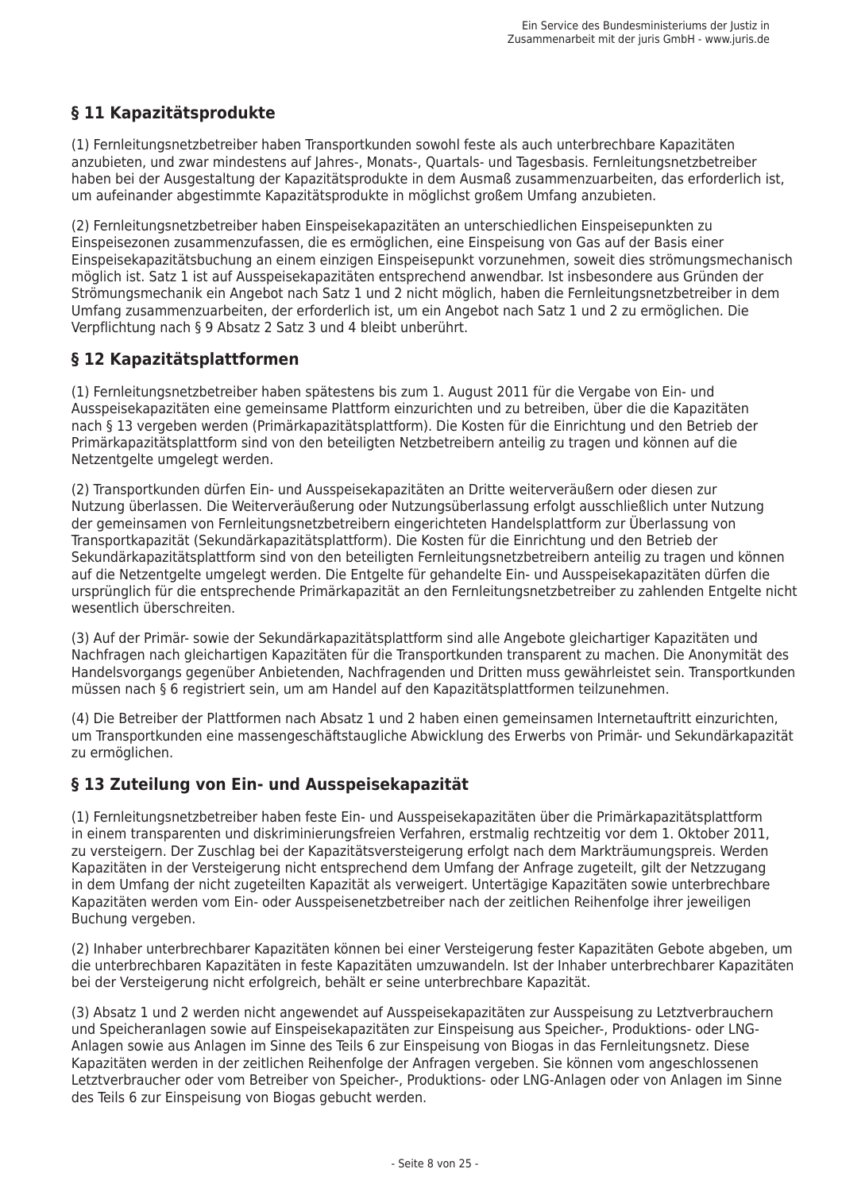## § 11 Kapazitätsprodukte

(1) Fernleitungsnetzbetreiber haben Transportkunden sowohl feste als auch unterbrechbare Kapazitäten anzubieten, und zwar mindestens auf Jahres-, Monats-, Quartals- und Tagesbasis. Fernleitungsnetzbetreiber haben bei der Ausgestaltung der Kapazitätsprodukte in dem Ausmaß zusammenzuarbeiten, das erforderlich ist, um aufeinander abgestimmte Kapazitätsprodukte in möglichst großem Umfang anzubieten.

(2) Fernleitungsnetzbetreiber haben Einspeisekapazitäten an unterschiedlichen Einspeisepunkten zu Einspeisezonen zusammenzufassen, die es ermöglichen, eine Einspeisung von Gas auf der Basis einer Einspeisekapazitätsbuchung an einem einzigen Einspeisepunkt vorzunehmen, soweit dies strömungsmechanisch möglich ist. Satz 1 ist auf Ausspeisekapazitäten entsprechend anwendbar. Ist insbesondere aus Gründen der Strömungsmechanik ein Angebot nach Satz 1 und 2 nicht möglich, haben die Fernleitungsnetzbetreiber in dem Umfang zusammenzuarbeiten, der erforderlich ist, um ein Angebot nach Satz 1 und 2 zu ermöglichen. Die Verpflichtung nach § 9 Absatz 2 Satz 3 und 4 bleibt unberührt.

## § 12 Kapazitätsplattformen

(1) Fernleitungsnetzbetreiber haben spätestens bis zum 1. August 2011 für die Vergabe von Ein- und Ausspeisekapazitäten eine gemeinsame Plattform einzurichten und zu betreiben, über die die Kapazitäten nach § 13 vergeben werden (Primärkapazitätsplattform). Die Kosten für die Einrichtung und den Betrieb der Primärkapazitätsplattform sind von den beteiligten Netzbetreibern anteilig zu tragen und können auf die Netzentgelte umgelegt werden.

(2) Transportkunden dürfen Ein- und Ausspeisekapazitäten an Dritte weiterveräußern oder diesen zur Nutzung überlassen. Die Weiterveräußerung oder Nutzungsüberlassung erfolgt ausschließlich unter Nutzung der gemeinsamen von Fernleitungsnetzbetreibern eingerichteten Handelsplattform zur Überlassung von Transportkapazität (Sekundärkapazitätsplattform). Die Kosten für die Einrichtung und den Betrieb der Sekundärkapazitätsplattform sind von den beteiligten Fernleitungsnetzbetreibern anteilig zu tragen und können auf die Netzentgelte umgelegt werden. Die Entgelte für gehandelte Ein- und Ausspeisekapazitäten dürfen die ursprünglich für die entsprechende Primärkapazität an den Fernleitungsnetzbetreiber zu zahlenden Entgelte nicht wesentlich überschreiten.

(3) Auf der Primär- sowie der Sekundärkapazitätsplattform sind alle Angebote gleichartiger Kapazitäten und Nachfragen nach gleichartigen Kapazitäten für die Transportkunden transparent zu machen. Die Anonymität des Handelsvorgangs gegenüber Anbietenden, Nachfragenden und Dritten muss gewährleistet sein. Transportkunden müssen nach § 6 registriert sein, um am Handel auf den Kapazitätsplattformen teilzunehmen.

(4) Die Betreiber der Plattformen nach Absatz 1 und 2 haben einen gemeinsamen Internetauftritt einzurichten, um Transportkunden eine massengeschäftstaugliche Abwicklung des Erwerbs von Primär- und Sekundärkapazität zu ermöglichen.

## § 13 Zuteilung von Ein- und Ausspeisekapazität

(1) Fernleitungsnetzbetreiber haben feste Ein- und Ausspeisekapazitäten über die Primärkapazitätsplattform in einem transparenten und diskriminierungsfreien Verfahren, erstmalig rechtzeitig vor dem 1. Oktober 2011, zu versteigern. Der Zuschlag bei der Kapazitätsversteigerung erfolgt nach dem Markträumungspreis. Werden Kapazitäten in der Versteigerung nicht entsprechend dem Umfang der Anfrage zugeteilt, gilt der Netzzugang in dem Umfang der nicht zugeteilten Kapazität als verweigert. Untertägige Kapazitäten sowie unterbrechbare Kapazitäten werden vom Ein- oder Ausspeisenetzbetreiber nach der zeitlichen Reihenfolge ihrer jeweiligen Buchung vergeben.

(2) Inhaber unterbrechbarer Kapazitäten können bei einer Versteigerung fester Kapazitäten Gebote abgeben, um die unterbrechbaren Kapazitäten in feste Kapazitäten umzuwandeln. Ist der Inhaber unterbrechbarer Kapazitäten bei der Versteigerung nicht erfolgreich, behält er seine unterbrechbare Kapazität.

(3) Absatz 1 und 2 werden nicht angewendet auf Ausspeisekapazitäten zur Ausspeisung zu Letztverbrauchern und Speicheranlagen sowie auf Einspeisekapazitäten zur Einspeisung aus Speicher-, Produktions- oder LNG-Anlagen sowie aus Anlagen im Sinne des Teils 6 zur Einspeisung von Biogas in das Fernleitungsnetz. Diese Kapazitäten werden in der zeitlichen Reihenfolge der Anfragen vergeben. Sie können vom angeschlossenen Letztverbraucher oder vom Betreiber von Speicher-, Produktions- oder LNG-Anlagen oder von Anlagen im Sinne des Teils 6 zur Einspeisung von Biogas gebucht werden.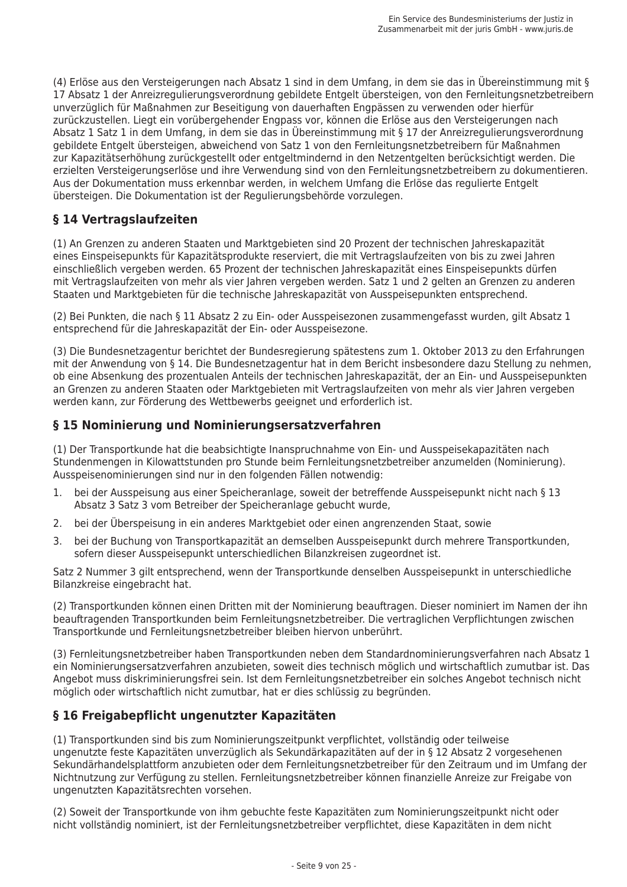(4) Erlöse aus den Versteigerungen nach Absatz 1 sind in dem Umfang, in dem sie das in Übereinstimmung mit § 17 Absatz 1 der Anreizregulierungsverordnung gebildete Entgelt übersteigen, von den Fernleitungsnetzbetreibern unverzüglich für Maßnahmen zur Beseitigung von dauerhaften Engpässen zu verwenden oder hierfür zurückzustellen. Liegt ein vorübergehender Engpass vor, können die Erlöse aus den Versteigerungen nach Absatz 1 Satz 1 in dem Umfang, in dem sie das in Übereinstimmung mit § 17 der Anreizregulierungsverordnung gebildete Entgelt übersteigen, abweichend von Satz 1 von den Fernleitungsnetzbetreibern für Maßnahmen zur Kapazitätserhöhung zurückgestellt oder entgeltmindernd in den Netzentgelten berücksichtigt werden. Die erzielten Versteigerungserlöse und ihre Verwendung sind von den Fernleitungsnetzbetreibern zu dokumentieren. Aus der Dokumentation muss erkennbar werden, in welchem Umfang die Erlöse das regulierte Entgelt übersteigen. Die Dokumentation ist der Regulierungsbehörde vorzulegen.

## § 14 Vertragslaufzeiten

(1) An Grenzen zu anderen Staaten und Marktgebieten sind 20 Prozent der technischen Jahreskapazität eines Einspeisepunkts für Kapazitätsprodukte reserviert, die mit Vertragslaufzeiten von bis zu zwei Jahren einschließlich vergeben werden. 65 Prozent der technischen Jahreskapazität eines Einspeisepunkts dürfen mit Vertragslaufzeiten von mehr als vier Jahren vergeben werden. Satz 1 und 2 gelten an Grenzen zu anderen Staaten und Marktgebieten für die technische Jahreskapazität von Ausspeisepunkten entsprechend.

(2) Bei Punkten, die nach § 11 Absatz 2 zu Ein- oder Ausspeisezonen zusammengefasst wurden, gilt Absatz 1 entsprechend für die Jahreskapazität der Ein- oder Ausspeisezone.

(3) Die Bundesnetzagentur berichtet der Bundesregierung spätestens zum 1. Oktober 2013 zu den Erfahrungen mit der Anwendung von § 14. Die Bundesnetzagentur hat in dem Bericht insbesondere dazu Stellung zu nehmen, ob eine Absenkung des prozentualen Anteils der technischen Jahreskapazität, der an Ein- und Ausspeisepunkten an Grenzen zu anderen Staaten oder Marktgebieten mit Vertragslaufzeiten von mehr als vier Jahren vergeben werden kann, zur Förderung des Wettbewerbs geeignet und erforderlich ist.

## § 15 Nominierung und Nominierungsersatzverfahren

(1) Der Transportkunde hat die beabsichtigte Inanspruchnahme von Ein- und Ausspeisekapazitäten nach Stundenmengen in Kilowattstunden pro Stunde beim Fernleitungsnetzbetreiber anzumelden (Nominierung). Ausspeisenominierungen sind nur in den folgenden Fällen notwendig:

1. bei der Ausspeisung aus einer Speicheranlage, soweit der betreffende Ausspeisepunkt nicht nach § 13 Absatz 3 Satz 3 vom Betreiber der Speicheranlage gebucht wurde,
2. bei der Überspeisung in ein anderes Marktgebiet oder einen angrenzenden Staat, sowie
3. bei der Buchung von Transportkapazität an demselben Ausspeisepunkt durch mehrere Transportkunden, sofern dieser Ausspeisepunkt unterschiedlichen Bilanzkreisen zugeordnet ist.

Satz 2 Nummer 3 gilt entsprechend, wenn der Transportkunde denselben Ausspeisepunkt in unterschiedliche Bilanzkreise eingebracht hat.

(2) Transportkunden können einen Dritten mit der Nominierung beauftragen. Dieser nominiert im Namen der ihn beauftragenden Transportkunden beim Fernleitungsnetzbetreiber. Die vertraglichen Verpflichtungen zwischen Transportkunde und Fernleitungsnetzbetreiber bleiben hiervon unberührt.

(3) Fernleitungsnetzbetreiber haben Transportkunden neben dem Standardnominierungsverfahren nach Absatz 1 ein Nominierungsersatzverfahren anzubieten, soweit dies technisch möglich und wirtschaftlich zumutbar ist. Das Angebot muss diskriminierungsfrei sein. Ist dem Fernleitungsnetzbetreiber ein solches Angebot technisch nicht möglich oder wirtschaftlich nicht zumutbar, hat er dies schlüssig zu begründen.

## § 16 Freigabepflicht ungenutzter Kapazitäten

(1) Transportkunden sind bis zum Nominierungszeitpunkt verpflichtet, vollständig oder teilweise ungenutzte feste Kapazitäten unverzüglich als Sekundärkapazitäten auf der in § 12 Absatz 2 vorgesehenen Sekundärhandelsplattform anzubieten oder dem Fernleitungsnetzbetreiber für den Zeitraum und im Umfang der Nichtnutzung zur Verfügung zu stellen. Fernleitungsnetzbetreiber können finanzielle Anreize zur Freigabe von ungenutzten Kapazitätsrechten vorsehen.

(2) Soweit der Transportkunde von ihm gebuchte feste Kapazitäten zum Nominierungszeitpunkt nicht oder nicht vollständig nominiert, ist der Fernleitungsnetzbetreiber verpflichtet, diese Kapazitäten in dem nicht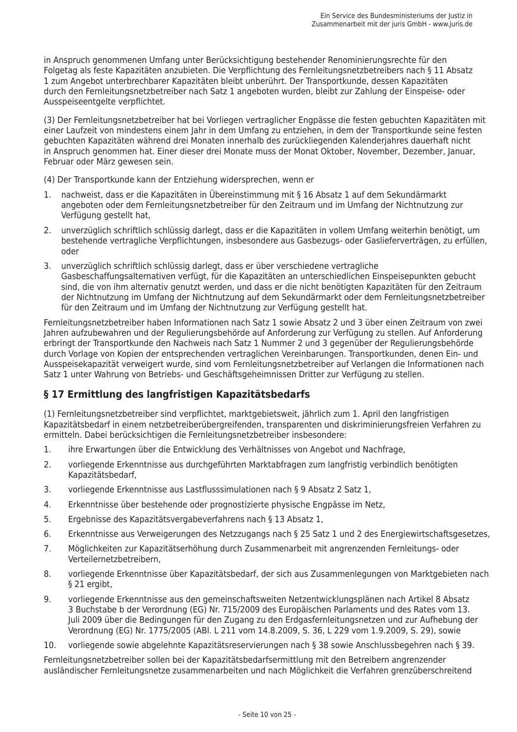in Anspruch genommenen Umfang unter Berücksichtigung bestehender Renominierungsrechte für den Folgetag als feste Kapazitäten anzubieten. Die Verpflichtung des Fernleitungsnetzbetreibers nach § 11 Absatz 1 zum Angebot unterbrechbarer Kapazitäten bleibt unberührt. Der Transportkunde, dessen Kapazitäten durch den Fernleitungsnetzbetreiber nach Satz 1 angeboten wurden, bleibt zur Zahlung der Einspeise- oder Ausspeiseentgelte verpflichtet.

(3) Der Fernleitungsnetzbetreiber hat bei Vorliegen vertraglicher Engpässe die festen gebuchten Kapazitäten mit einer Laufzeit von mindestens einem Jahr in dem Umfang zu entziehen, in dem der Transportkunde seine festen gebuchten Kapazitäten während drei Monaten innerhalb des zurückliegenden Kalenderjahres dauerhaft nicht in Anspruch genommen hat. Einer dieser drei Monate muss der Monat Oktober, November, Dezember, Januar, Februar oder März gewesen sein.

(4) Der Transportkunde kann der Entziehung widersprechen, wenn er

1. nachweist, dass er die Kapazitäten in Übereinstimmung mit § 16 Absatz 1 auf dem Sekundärmarkt angeboten oder dem Fernleitungsnetzbetreiber für den Zeitraum und im Umfang der Nichtnutzung zur Verfügung gestellt hat,
2. unverzüglich schriftlich schlüssig darlegt, dass er die Kapazitäten in vollem Umfang weiterhin benötigt, um bestehende vertragliche Verpflichtungen, insbesondere aus Gasbezugs- oder Gaslieferverträgen, zu erfüllen, oder
3. unverzüglich schriftlich schlüssig darlegt, dass er über verschiedene vertragliche Gasbeschaffungsalternativen verfügt, für die Kapazitäten an unterschiedlichen Einspeisepunkten gebucht sind, die von ihm alternativ genutzt werden, und dass er die nicht benötigten Kapazitäten für den Zeitraum der Nichtnutzung im Umfang der Nichtnutzung auf dem Sekundärmarkt oder dem Fernleitungsnetzbetreiber für den Zeitraum und im Umfang der Nichtnutzung zur Verfügung gestellt hat.

Fernleitungsnetzbetreiber haben Informationen nach Satz 1 sowie Absatz 2 und 3 über einen Zeitraum von zwei Jahren aufzubewahren und der Regulierungsbehörde auf Anforderung zur Verfügung zu stellen. Auf Anforderung erbringt der Transportkunde den Nachweis nach Satz 1 Nummer 2 und 3 gegenüber der Regulierungsbehörde durch Vorlage von Kopien der entsprechenden vertraglichen Vereinbarungen. Transportkunden, denen Ein- und Ausspeisekapazität verweigert wurde, sind vom Fernleitungsnetzbetreiber auf Verlangen die Informationen nach Satz 1 unter Wahrung von Betriebs- und Geschäftsgeheimnissen Dritter zur Verfügung zu stellen.

## § 17 Ermittlung des langfristigen Kapazitätsbedarfs

(1) Fernleitungsnetzbetreiber sind verpflichtet, marktgebietsweit, jährlich zum 1. April den langfristigen Kapazitätsbedarf in einem netzbetreiberübergreifenden, transparenten und diskriminierungsfreien Verfahren zu ermitteln. Dabei berücksichtigen die Fernleitungsnetzbetreiber insbesondere:

1. ihre Erwartungen über die Entwicklung des Verhältnisses von Angebot und Nachfrage,
2. vorliegende Erkenntnisse aus durchgeführten Marktabfragen zum langfristig verbindlich benötigten Kapazitätsbedarf,
3. vorliegende Erkenntnisse aus Lastflusssimulationen nach § 9 Absatz 2 Satz 1,
4. Erkenntnisse über bestehende oder prognostizierte physische Engpässe im Netz,
5. Ergebnisse des Kapazitätsvergabeverfahrens nach § 13 Absatz 1,
6. Erkenntnisse aus Verweigerungen des Netzzugangs nach § 25 Satz 1 und 2 des Energiewirtschaftsgesetzes,
7. Möglichkeiten zur Kapazitätserhöhung durch Zusammenarbeit mit angrenzenden Fernleitungs- oder Verteilernetzbetreibern,
8. vorliegende Erkenntnisse über Kapazitätsbedarf, der sich aus Zusammenlegungen von Marktgebieten nach § 21 ergibt,
9. vorliegende Erkenntnisse aus den gemeinschaftsweiten Netzentwicklungsplänen nach Artikel 8 Absatz 3 Buchstabe b der Verordnung (EG) Nr. 715/2009 des Europäischen Parlaments und des Rates vom 13. Juli 2009 über die Bedingungen für den Zugang zu den Erdgasfernleitungsnetzen und zur Aufhebung der Verordnung (EG) Nr. 1775/2005 (ABl. L 211 vom 14.8.2009, S. 36, L 229 vom 1.9.2009, S. 29), sowie
10. vorliegende sowie abgelehnte Kapazitätsreservierungen nach § 38 sowie Anschlussbegehren nach § 39.

Fernleitungsnetzbetreiber sollen bei der Kapazitätsbedarfsermittlung mit den Betreibern angrenzender ausländischer Fernleitungsnetze zusammenarbeiten und nach Möglichkeit die Verfahren grenzüberschreitend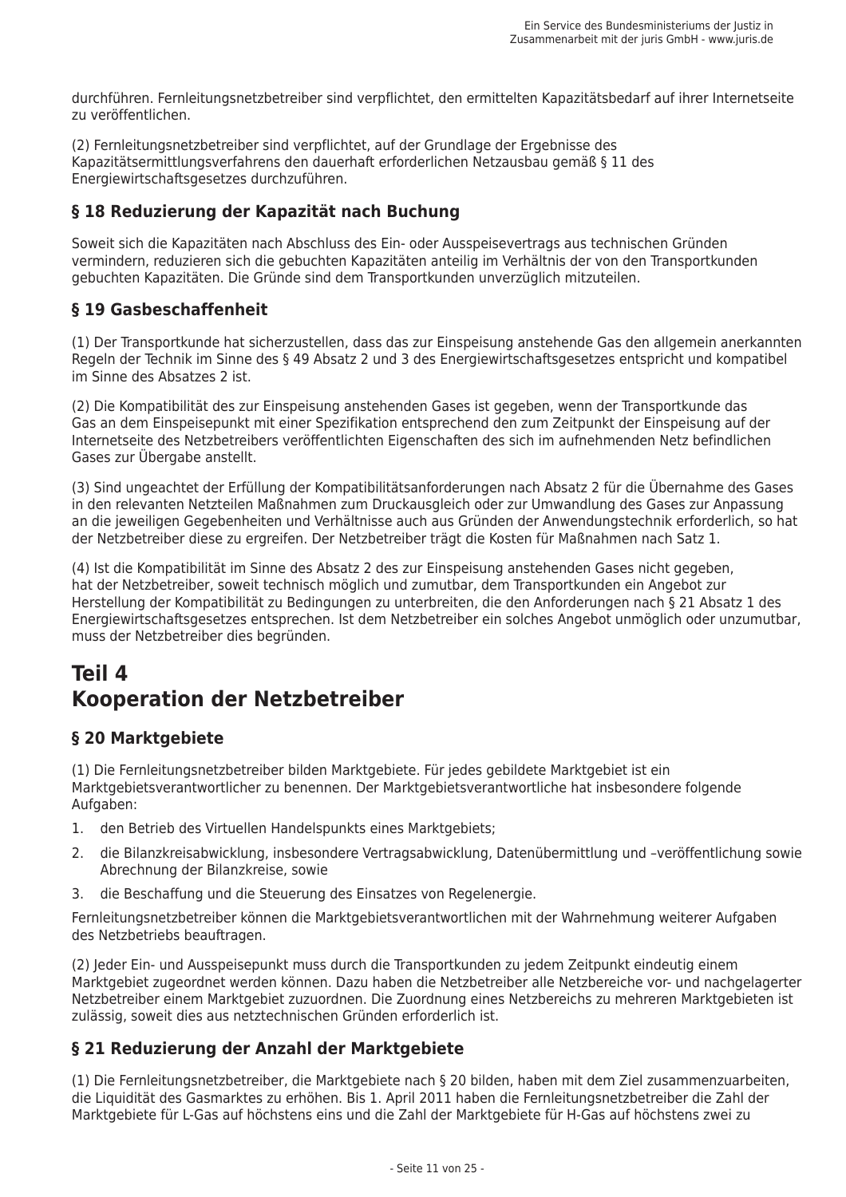durchführen. Fernleitungsnetzbetreiber sind verpflichtet, den ermittelten Kapazitätsbedarf auf ihrer Internetseite zu veröffentlichen.

(2) Fernleitungsnetzbetreiber sind verpflichtet, auf der Grundlage der Ergebnisse des Kapazitätsermittlungsverfahrens den dauerhaft erforderlichen Netzausbau gemäß § 11 des Energiewirtschaftsgesetzes durchzuführen.

### § 18 Reduzierung der Kapazität nach Buchung

Soweit sich die Kapazitäten nach Abschluss des Ein- oder Ausspeisevertrags aus technischen Gründen vermindern, reduzieren sich die gebuchten Kapazitäten anteilig im Verhältnis der von den Transportkunden gebuchten Kapazitäten. Die Gründe sind dem Transportkunden unverzüglich mitzuteilen.

### § 19 Gasbeschaffenheit

(1) Der Transportkunde hat sicherzustellen, dass das zur Einspeisung anstehende Gas den allgemein anerkannten Regeln der Technik im Sinne des § 49 Absatz 2 und 3 des Energiewirtschaftsgesetzes entspricht und kompatibel im Sinne des Absatzes 2 ist.

(2) Die Kompatibilität des zur Einspeisung anstehenden Gases ist gegeben, wenn der Transportkunde das Gas an dem Einspeisepunkt mit einer Spezifikation entsprechend den zum Zeitpunkt der Einspeisung auf der Internetseite des Netzbetreibers veröffentlichten Eigenschaften des sich im aufnehmenden Netz befindlichen Gases zur Übergabe anstellt.

(3) Sind ungeachtet der Erfüllung der Kompatibilitätsanforderungen nach Absatz 2 für die Übernahme des Gases in den relevanten Netzteilen Maßnahmen zum Druckausgleich oder zur Umwandlung des Gases zur Anpassung an die jeweiligen Gegebenheiten und Verhältnisse auch aus Gründen der Anwendungstechnik erforderlich, so hat der Netzbetreiber diese zu ergreifen. Der Netzbetreiber trägt die Kosten für Maßnahmen nach Satz 1.

(4) Ist die Kompatibilität im Sinne des Absatz 2 des zur Einspeisung anstehenden Gases nicht gegeben, hat der Netzbetreiber, soweit technisch möglich und zumutbar, dem Transportkunden ein Angebot zur Herstellung der Kompatibilität zu Bedingungen zu unterbreiten, die den Anforderungen nach § 21 Absatz 1 des Energiewirtschaftsgesetzes entsprechen. Ist dem Netzbetreiber ein solches Angebot unmöglich oder unzumutbar, muss der Netzbetreiber dies begründen.

## Teil 4
## Kooperation der Netzbetreiber

### § 20 Marktgebiete

(1) Die Fernleitungsnetzbetreiber bilden Marktgebiete. Für jedes gebildete Marktgebiet ist ein Marktgebietsverantwortlicher zu benennen. Der Marktgebietsverantwortliche hat insbesondere folgende Aufgaben:

1. den Betrieb des Virtuellen Handelspunkts eines Marktgebiets;
2. die Bilanzkreisabwicklung, insbesondere Vertragsabwicklung, Datenübermittlung und –veröffentlichung sowie Abrechnung der Bilanzkreise, sowie
3. die Beschaffung und die Steuerung des Einsatzes von Regelenergie.

Fernleitungsnetzbetreiber können die Marktgebietsverantwortlichen mit der Wahrnehmung weiterer Aufgaben des Netzbetriebs beauftragen.

(2) Jeder Ein- und Ausspeisepunkt muss durch die Transportkunden zu jedem Zeitpunkt eindeutig einem Marktgebiet zugeordnet werden können. Dazu haben die Netzbetreiber alle Netzbereiche vor- und nachgelagerter Netzbetreiber einem Marktgebiet zuzuordnen. Die Zuordnung eines Netzbereichs zu mehreren Marktgebieten ist zulässig, soweit dies aus netztechnischen Gründen erforderlich ist.

### § 21 Reduzierung der Anzahl der Marktgebiete

(1) Die Fernleitungsnetzbetreiber, die Marktgebiete nach § 20 bilden, haben mit dem Ziel zusammenzuarbeiten, die Liquidität des Gasmarktes zu erhöhen. Bis 1. April 2011 haben die Fernleitungsnetzbetreiber die Zahl der Marktgebiete für L-Gas auf höchstens eins und die Zahl der Marktgebiete für H-Gas auf höchstens zwei zu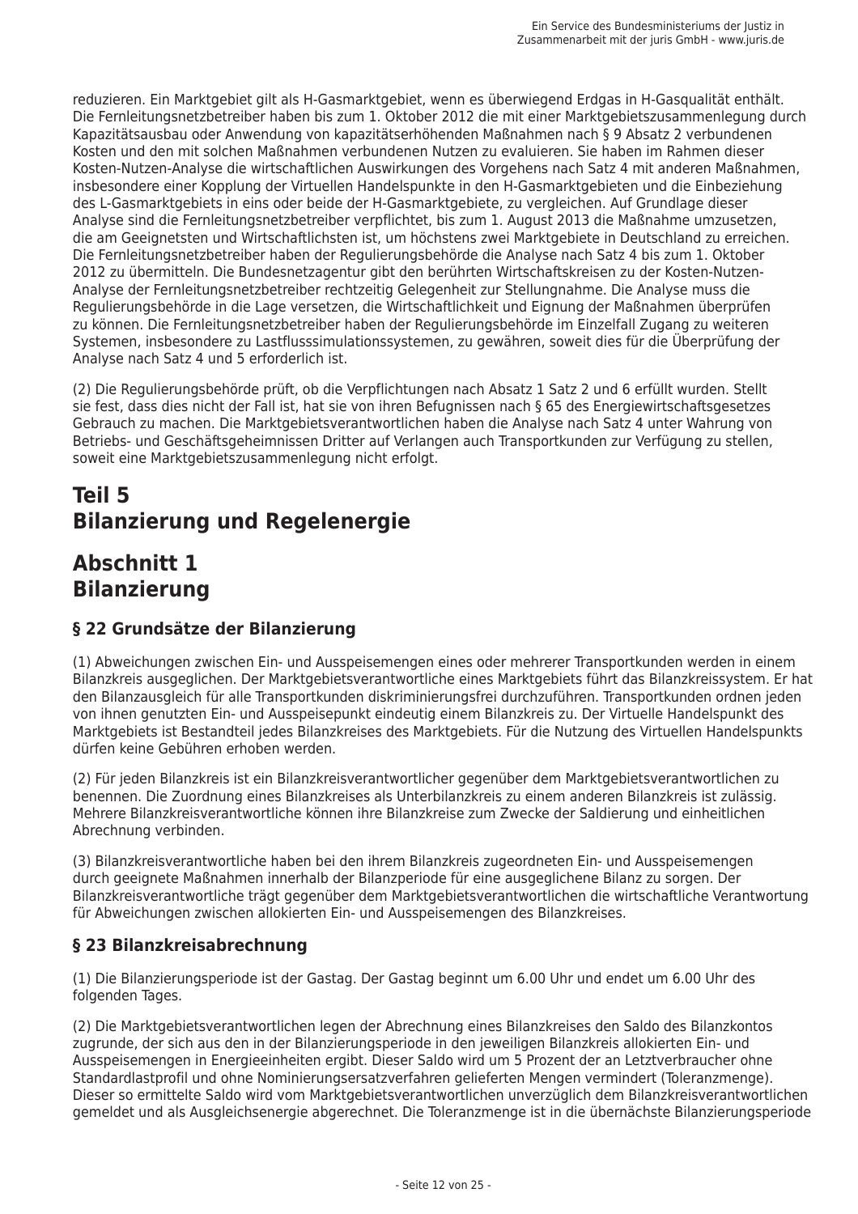reduzieren. Ein Marktgebiet gilt als H-Gasmarktgebiet, wenn es überwiegend Erdgas in H-Gasqualität enthält. Die Fernleitungsnetzbetreiber haben bis zum 1. Oktober 2012 die mit einer Marktgebietszusammenlegung durch Kapazitätsausbau oder Anwendung von kapazitätserhöhenden Maßnahmen nach § 9 Absatz 2 verbundenen Kosten und den mit solchen Maßnahmen verbundenen Nutzen zu evaluieren. Sie haben im Rahmen dieser Kosten-Nutzen-Analyse die wirtschaftlichen Auswirkungen des Vorgehens nach Satz 4 mit anderen Maßnahmen, insbesondere einer Kopplung der Virtuellen Handelspunkte in den H-Gasmarktgebieten und die Einbeziehung des L-Gasmarktgebiets in eins oder beide der H-Gasmarktgebiete, zu vergleichen. Auf Grundlage dieser Analyse sind die Fernleitungsnetzbetreiber verpflichtet, bis zum 1. August 2013 die Maßnahme umzusetzen, die am Geeignetsten und Wirtschaftlichsten ist, um höchstens zwei Marktgebiete in Deutschland zu erreichen. Die Fernleitungsnetzbetreiber haben der Regulierungsbehörde die Analyse nach Satz 4 bis zum 1. Oktober 2012 zu übermitteln. Die Bundesnetzagentur gibt den berührten Wirtschaftskreisen zu der Kosten-Nutzen-Analyse der Fernleitungsnetzbetreiber rechtzeitig Gelegenheit zur Stellungnahme. Die Analyse muss die Regulierungsbehörde in die Lage versetzen, die Wirtschaftlichkeit und Eignung der Maßnahmen überprüfen zu können. Die Fernleitungsnetzbetreiber haben der Regulierungsbehörde im Einzelfall Zugang zu weiteren Systemen, insbesondere zu Lastflusssimulationssystemen, zu gewähren, soweit dies für die Überprüfung der Analyse nach Satz 4 und 5 erforderlich ist.

(2) Die Regulierungsbehörde prüft, ob die Verpflichtungen nach Absatz 1 Satz 2 und 6 erfüllt wurden. Stellt sie fest, dass dies nicht der Fall ist, hat sie von ihren Befugnissen nach § 65 des Energiewirtschaftsgesetzes Gebrauch zu machen. Die Marktgebietsverantwortlichen haben die Analyse nach Satz 4 unter Wahrung von Betriebs- und Geschäftsgeheimnissen Dritter auf Verlangen auch Transportkunden zur Verfügung zu stellen, soweit eine Marktgebietszusammenlegung nicht erfolgt.

# Teil 5
# Bilanzierung und Regelenergie

## Abschnitt 1
## Bilanzierung

### § 22 Grundsätze der Bilanzierung

(1) Abweichungen zwischen Ein- und Ausspeisemengen eines oder mehrerer Transportkunden werden in einem Bilanzkreis ausgeglichen. Der Marktgebietsverantwortliche eines Marktgebiets führt das Bilanzkreissystem. Er hat den Bilanzausgleich für alle Transportkunden diskriminierungsfrei durchzuführen. Transportkunden ordnen jeden von ihnen genutzten Ein- und Ausspeisepunkt eindeutig einem Bilanzkreis zu. Der Virtuelle Handelspunkt des Marktgebiets ist Bestandteil jedes Bilanzkreises des Marktgebiets. Für die Nutzung des Virtuellen Handelspunkts dürfen keine Gebühren erhoben werden.

(2) Für jeden Bilanzkreis ist ein Bilanzkreisverantwortlicher gegenüber dem Marktgebietsverantwortlichen zu benennen. Die Zuordnung eines Bilanzkreises als Unterbilanzkreis zu einem anderen Bilanzkreis ist zulässig. Mehrere Bilanzkreisverantwortliche können ihre Bilanzkreise zum Zwecke der Saldierung und einheitlichen Abrechnung verbinden.

(3) Bilanzkreisverantwortliche haben bei den ihrem Bilanzkreis zugeordneten Ein- und Ausspeisemengen durch geeignete Maßnahmen innerhalb der Bilanzperiode für eine ausgeglichene Bilanz zu sorgen. Der Bilanzkreisverantwortliche trägt gegenüber dem Marktgebietsverantwortlichen die wirtschaftliche Verantwortung für Abweichungen zwischen allokierten Ein- und Ausspeisemengen des Bilanzkreises.

### § 23 Bilanzkreisabrechnung

(1) Die Bilanzierungsperiode ist der Gastag. Der Gastag beginnt um 6.00 Uhr und endet um 6.00 Uhr des folgenden Tages.

(2) Die Marktgebietsverantwortlichen legen der Abrechnung eines Bilanzkreises den Saldo des Bilanzkontos zugrunde, der sich aus den in der Bilanzierungsperiode in den jeweiligen Bilanzkreis allokierten Ein- und Ausspeisemengen in Energieeinheiten ergibt. Dieser Saldo wird um 5 Prozent der an Letztverbraucher ohne Standardlastprofil und ohne Nominierungsersatzverfahren gelieferten Mengen vermindert (Toleranzmenge). Dieser so ermittelte Saldo wird vom Marktgebietsverantwortlichen unverzüglich dem Bilanzkreisverantwortlichen gemeldet und als Ausgleichsenergie abgerechnet. Die Toleranzmenge ist in die übernächste Bilanzierungsperiode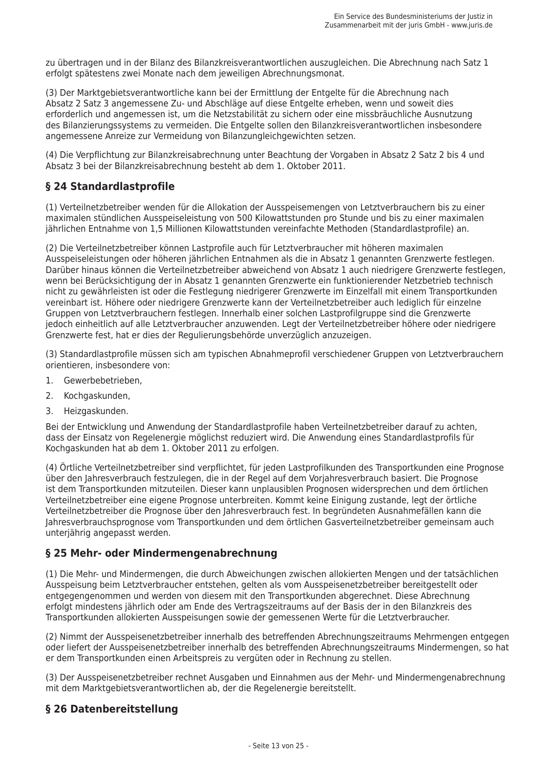zu übertragen und in der Bilanz des Bilanzkreisverantwortlichen auszugleichen. Die Abrechnung nach Satz 1 erfolgt spätestens zwei Monate nach dem jeweiligen Abrechnungsmonat.

(3) Der Marktgebietsverantwortliche kann bei der Ermittlung der Entgelte für die Abrechnung nach Absatz 2 Satz 3 angemessene Zu- und Abschläge auf diese Entgelte erheben, wenn und soweit dies erforderlich und angemessen ist, um die Netzstabilität zu sichern oder eine missbräuchliche Ausnutzung des Bilanzierungssystems zu vermeiden. Die Entgelte sollen den Bilanzkreisverantwortlichen insbesondere angemessene Anreize zur Vermeidung von Bilanzungleichgewichten setzen.

(4) Die Verpflichtung zur Bilanzkreisabrechnung unter Beachtung der Vorgaben in Absatz 2 Satz 2 bis 4 und Absatz 3 bei der Bilanzkreisabrechnung besteht ab dem 1. Oktober 2011.

## § 24 Standardlastprofile

(1) Verteilnetzbetreiber wenden für die Allokation der Ausspeisemengen von Letztverbrauchern bis zu einer maximalen stündlichen Ausspeiseleistung von 500 Kilowattstunden pro Stunde und bis zu einer maximalen jährlichen Entnahme von 1,5 Millionen Kilowattstunden vereinfachte Methoden (Standardlastprofile) an.

(2) Die Verteilnetzbetreiber können Lastprofile auch für Letztverbraucher mit höheren maximalen Ausspeiseleistungen oder höheren jährlichen Entnahmen als die in Absatz 1 genannten Grenzwerte festlegen. Darüber hinaus können die Verteilnetzbetreiber abweichend von Absatz 1 auch niedrigere Grenzwerte festlegen, wenn bei Berücksichtigung der in Absatz 1 genannten Grenzwerte ein funktionierender Netzbetrieb technisch nicht zu gewährleisten ist oder die Festlegung niedrigerer Grenzwerte im Einzelfall mit einem Transportkunden vereinbart ist. Höhere oder niedrigere Grenzwerte kann der Verteilnetzbetreiber auch lediglich für einzelne Gruppen von Letztverbrauchern festlegen. Innerhalb einer solchen Lastprofilgruppe sind die Grenzwerte jedoch einheitlich auf alle Letztverbraucher anzuwenden. Legt der Verteilnetzbetreiber höhere oder niedrigere Grenzwerte fest, hat er dies der Regulierungsbehörde unverzüglich anzuzeigen.

(3) Standardlastprofile müssen sich am typischen Abnahmeprofil verschiedener Gruppen von Letztverbrauchern orientieren, insbesondere von:

1. Gewerbebetrieben,
2. Kochgaskunden,
3. Heizgaskunden.

Bei der Entwicklung und Anwendung der Standardlastprofile haben Verteilnetzbetreiber darauf zu achten, dass der Einsatz von Regelenergie möglichst reduziert wird. Die Anwendung eines Standardlastprofils für Kochgaskunden hat ab dem 1. Oktober 2011 zu erfolgen.

(4) Örtliche Verteilnetzbetreiber sind verpflichtet, für jeden Lastprofilkunden des Transportkunden eine Prognose über den Jahresverbrauch festzulegen, die in der Regel auf dem Vorjahresverbrauch basiert. Die Prognose ist dem Transportkunden mitzuteilen. Dieser kann unplausiblen Prognosen widersprechen und dem örtlichen Verteilnetzbetreiber eine eigene Prognose unterbreiten. Kommt keine Einigung zustande, legt der örtliche Verteilnetzbetreiber die Prognose über den Jahresverbrauch fest. In begründeten Ausnahmefällen kann die Jahresverbrauchsprognose vom Transportkunden und dem örtlichen Gasverteilnetzbetreiber gemeinsam auch unterjährig angepasst werden.

## § 25 Mehr- oder Mindermengenabrechnung

(1) Die Mehr- und Mindermengen, die durch Abweichungen zwischen allokierten Mengen und der tatsächlichen Ausspeisung beim Letztverbraucher entstehen, gelten als vom Ausspeisenetzbetreiber bereitgestellt oder entgegengenommen und werden von diesem mit den Transportkunden abgerechnet. Diese Abrechnung erfolgt mindestens jährlich oder am Ende des Vertragszeitraums auf der Basis der in den Bilanzkreis des Transportkunden allokierten Ausspeisungen sowie der gemessenen Werte für die Letztverbraucher.

(2) Nimmt der Ausspeisenetzbetreiber innerhalb des betreffenden Abrechnungszeitraums Mehrmengen entgegen oder liefert der Ausspeisenetzbetreiber innerhalb des betreffenden Abrechnungszeitraums Mindermengen, so hat er dem Transportkunden einen Arbeitspreis zu vergüten oder in Rechnung zu stellen.

(3) Der Ausspeisenetzbetreiber rechnet Ausgaben und Einnahmen aus der Mehr- und Mindermengenabrechnung mit dem Marktgebietsverantwortlichen ab, der die Regelenergie bereitstellt.

## § 26 Datenbereitstellung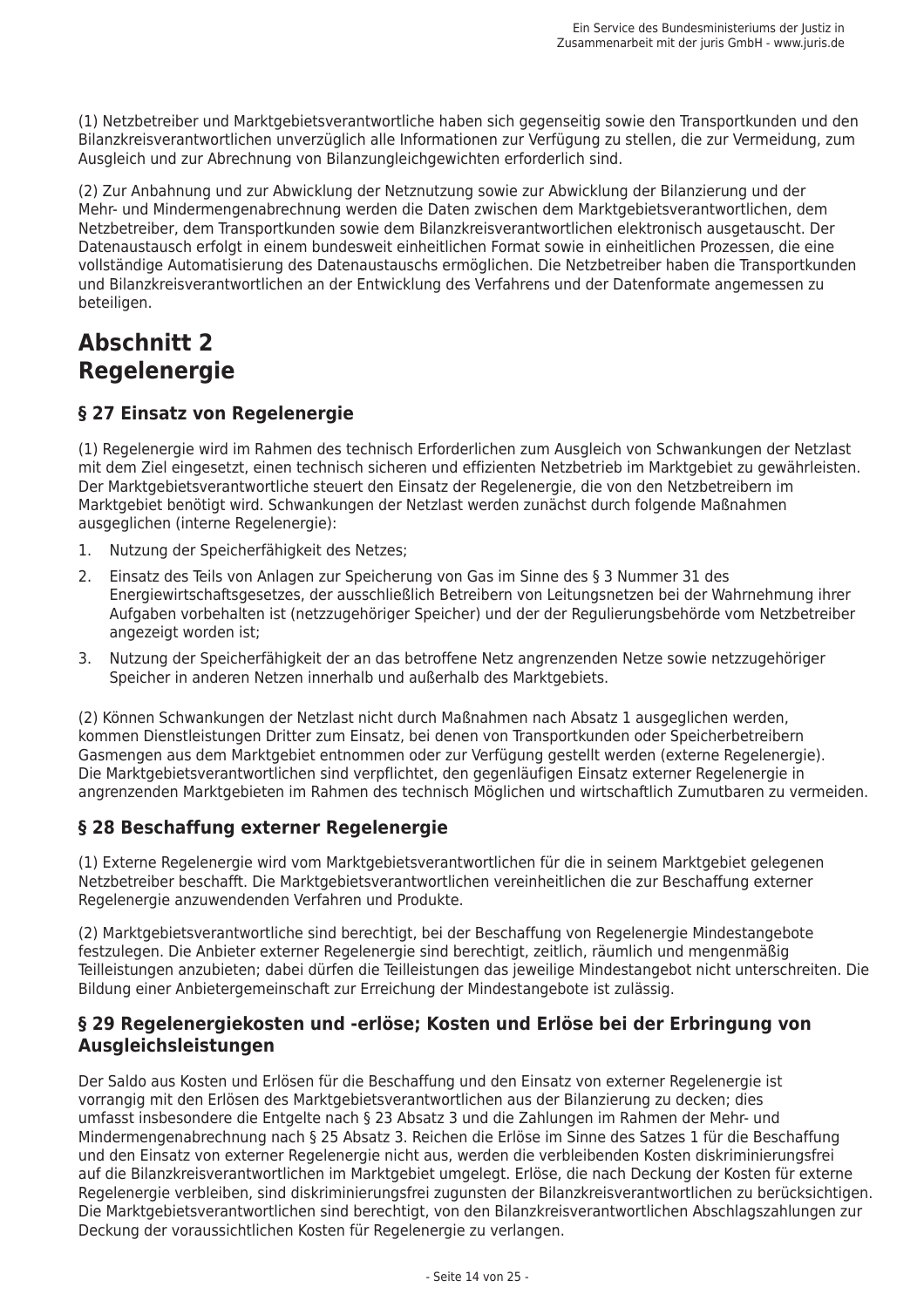(1) Netzbetreiber und Marktgebietsverantwortliche haben sich gegenseitig sowie den Transportkunden und den Bilanzkreisverantwortlichen unverzüglich alle Informationen zur Verfügung zu stellen, die zur Vermeidung, zum Ausgleich und zur Abrechnung von Bilanzungleichgewichten erforderlich sind.

(2) Zur Anbahnung und zur Abwicklung der Netznutzung sowie zur Abwicklung der Bilanzierung und der Mehr- und Mindermengenabrechnung werden die Daten zwischen dem Marktgebietsverantwortlichen, dem Netzbetreiber, dem Transportkunden sowie dem Bilanzkreisverantwortlichen elektronisch ausgetauscht. Der Datenaustausch erfolgt in einem bundesweit einheitlichen Format sowie in einheitlichen Prozessen, die eine vollständige Automatisierung des Datenaustauschs ermöglichen. Die Netzbetreiber haben die Transportkunden und Bilanzkreisverantwortlichen an der Entwicklung des Verfahrens und der Datenformate angemessen zu beteiligen.

# Abschnitt 2
# Regelenergie

## § 27 Einsatz von Regelenergie

(1) Regelenergie wird im Rahmen des technisch Erforderlichen zum Ausgleich von Schwankungen der Netzlast mit dem Ziel eingesetzt, einen technisch sicheren und effizienten Netzbetrieb im Marktgebiet zu gewährleisten. Der Marktgebietsverantwortliche steuert den Einsatz der Regelenergie, die von den Netzbetreibern im Marktgebiet benötigt wird. Schwankungen der Netzlast werden zunächst durch folgende Maßnahmen ausgeglichen (interne Regelenergie):

1. Nutzung der Speicherfähigkeit des Netzes;
2. Einsatz des Teils von Anlagen zur Speicherung von Gas im Sinne des § 3 Nummer 31 des Energiewirtschaftsgesetzes, der ausschließlich Betreibern von Leitungsnetzen bei der Wahrnehmung ihrer Aufgaben vorbehalten ist (netzzugehöriger Speicher) und der der Regulierungsbehörde vom Netzbetreiber angezeigt worden ist;
3. Nutzung der Speicherfähigkeit der an das betroffene Netz angrenzenden Netze sowie netzzugehöriger Speicher in anderen Netzen innerhalb und außerhalb des Marktgebiets.

(2) Können Schwankungen der Netzlast nicht durch Maßnahmen nach Absatz 1 ausgeglichen werden, kommen Dienstleistungen Dritter zum Einsatz, bei denen von Transportkunden oder Speicherbetreibern Gasmengen aus dem Marktgebiet entnommen oder zur Verfügung gestellt werden (externe Regelenergie). Die Marktgebietsverantwortlichen sind verpflichtet, den gegenläufigen Einsatz externer Regelenergie in angrenzenden Marktgebieten im Rahmen des technisch Möglichen und wirtschaftlich Zumutbaren zu vermeiden.

## § 28 Beschaffung externer Regelenergie

(1) Externe Regelenergie wird vom Marktgebietsverantwortlichen für die in seinem Marktgebiet gelegenen Netzbetreiber beschafft. Die Marktgebietsverantwortlichen vereinheitlichen die zur Beschaffung externer Regelenergie anzuwendenden Verfahren und Produkte.

(2) Marktgebietsverantwortliche sind berechtigt, bei der Beschaffung von Regelenergie Mindestangebote festzulegen. Die Anbieter externer Regelenergie sind berechtigt, zeitlich, räumlich und mengenmäßig Teilleistungen anzubieten; dabei dürfen die Teilleistungen das jeweilige Mindestangebot nicht unterschreiten. Die Bildung einer Anbietergemeinschaft zur Erreichung der Mindestangebote ist zulässig.

## § 29 Regelenergiekosten und -erlöse; Kosten und Erlöse bei der Erbringung von Ausgleichsleistungen

Der Saldo aus Kosten und Erlösen für die Beschaffung und den Einsatz von externer Regelenergie ist vorrangig mit den Erlösen des Marktgebietsverantwortlichen aus der Bilanzierung zu decken; dies umfasst insbesondere die Entgelte nach § 23 Absatz 3 und die Zahlungen im Rahmen der Mehr- und Mindermengenabrechnung nach § 25 Absatz 3. Reichen die Erlöse im Sinne des Satzes 1 für die Beschaffung und den Einsatz von externer Regelenergie nicht aus, werden die verbleibenden Kosten diskriminierungsfrei auf die Bilanzkreisverantwortlichen im Marktgebiet umgelegt. Erlöse, die nach Deckung der Kosten für externe Regelenergie verbleiben, sind diskriminierungsfrei zugunsten der Bilanzkreisverantwortlichen zu berücksichtigen. Die Marktgebietsverantwortlichen sind berechtigt, von den Bilanzkreisverantwortlichen Abschlagszahlungen zur Deckung der voraussichtlichen Kosten für Regelenergie zu verlangen.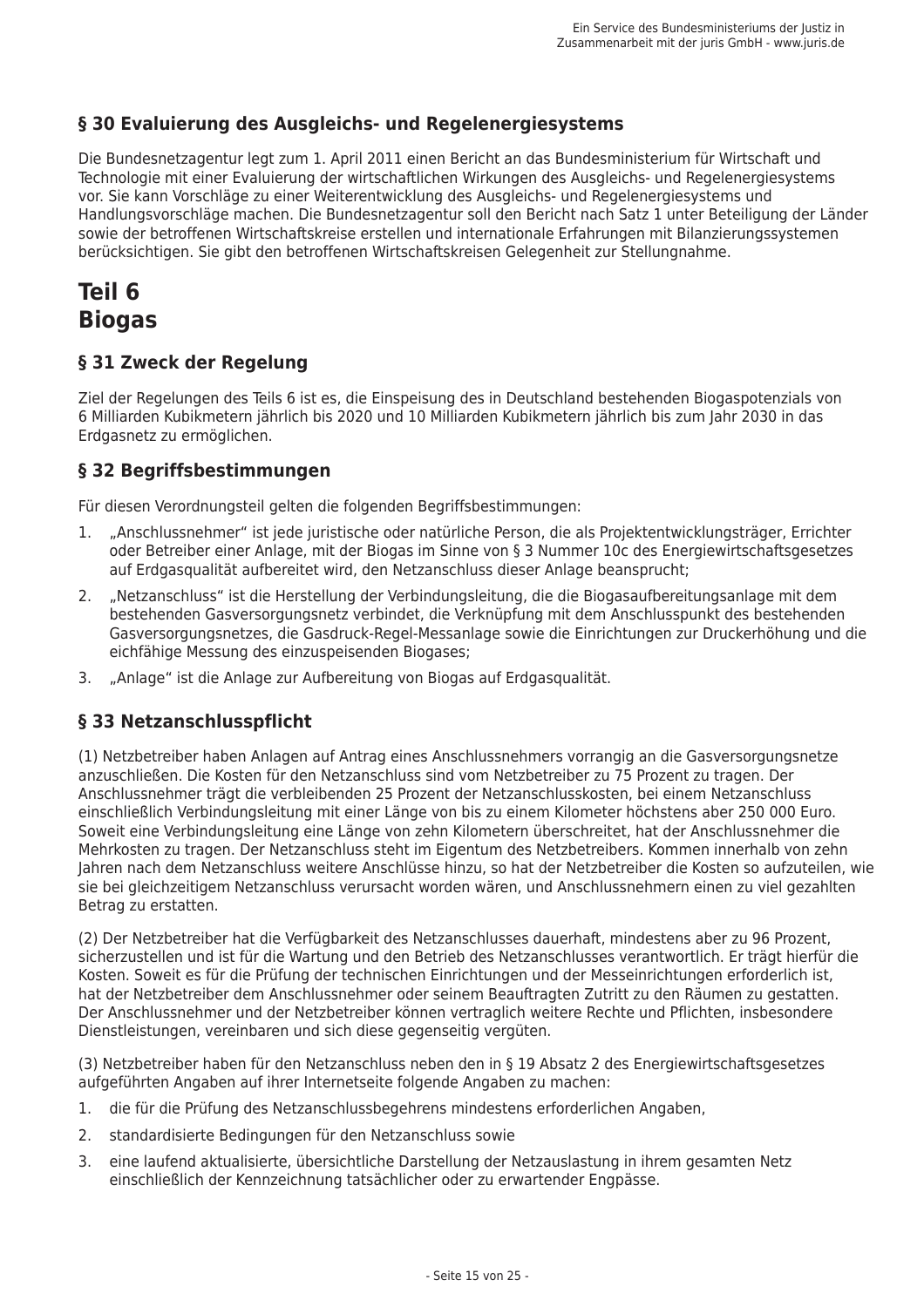### § 30 Evaluierung des Ausgleichs- und Regelenergiesystems

Die Bundesnetzagentur legt zum 1. April 2011 einen Bericht an das Bundesministerium für Wirtschaft und Technologie mit einer Evaluierung der wirtschaftlichen Wirkungen des Ausgleichs- und Regelenergiesystems vor. Sie kann Vorschläge zu einer Weiterentwicklung des Ausgleichs- und Regelenergiesystems und Handlungsvorschläge machen. Die Bundesnetzagentur soll den Bericht nach Satz 1 unter Beteiligung der Länder sowie der betroffenen Wirtschaftskreise erstellen und internationale Erfahrungen mit Bilanzierungssystemen berücksichtigen. Sie gibt den betroffenen Wirtschaftskreisen Gelegenheit zur Stellungnahme.

## Teil 6
## Biogas

### § 31 Zweck der Regelung

Ziel der Regelungen des Teils 6 ist es, die Einspeisung des in Deutschland bestehenden Biogaspotenzials von 6 Milliarden Kubikmetern jährlich bis 2020 und 10 Milliarden Kubikmetern jährlich bis zum Jahr 2030 in das Erdgasnetz zu ermöglichen.

### § 32 Begriffsbestimmungen

Für diesen Verordnungsteil gelten die folgenden Begriffsbestimmungen:

1. „Anschlussnehmer“ ist jede juristische oder natürliche Person, die als Projektentwicklungsträger, Errichter oder Betreiber einer Anlage, mit der Biogas im Sinne von § 3 Nummer 10c des Energiewirtschaftsgesetzes auf Erdgasqualität aufbereitet wird, den Netzanschluss dieser Anlage beansprucht;
2. „Netzanschluss“ ist die Herstellung der Verbindungsleitung, die die Biogasaufbereitungsanlage mit dem bestehenden Gasversorgungsnetz verbindet, die Verknüpfung mit dem Anschlusspunkt des bestehenden Gasversorgungsnetzes, die Gasdruck-Regel-Messanlage sowie die Einrichtungen zur Druckerhöhung und die eichfähige Messung des einzuspeisenden Biogases;
3. „Anlage“ ist die Anlage zur Aufbereitung von Biogas auf Erdgasqualität.

### § 33 Netzanschlusspflicht

(1) Netzbetreiber haben Anlagen auf Antrag eines Anschlussnehmers vorrangig an die Gasversorgungsnetze anzuschließen. Die Kosten für den Netzanschluss sind vom Netzbetreiber zu 75 Prozent zu tragen. Der Anschlussnehmer trägt die verbleibenden 25 Prozent der Netzanschlusskosten, bei einem Netzanschluss einschließlich Verbindungsleitung mit einer Länge von bis zu einem Kilometer höchstens aber 250 000 Euro. Soweit eine Verbindungsleitung eine Länge von zehn Kilometern überschreitet, hat der Anschlussnehmer die Mehrkosten zu tragen. Der Netzanschluss steht im Eigentum des Netzbetreibers. Kommen innerhalb von zehn Jahren nach dem Netzanschluss weitere Anschlüsse hinzu, so hat der Netzbetreiber die Kosten so aufzuteilen, wie sie bei gleichzeitigem Netzanschluss verursacht worden wären, und Anschlussnehmern einen zu viel gezahlten Betrag zu erstatten.

(2) Der Netzbetreiber hat die Verfügbarkeit des Netzanschlusses dauerhaft, mindestens aber zu 96 Prozent, sicherzustellen und ist für die Wartung und den Betrieb des Netzanschlusses verantwortlich. Er trägt hierfür die Kosten. Soweit es für die Prüfung der technischen Einrichtungen und der Messeinrichtungen erforderlich ist, hat der Netzbetreiber dem Anschlussnehmer oder seinem Beauftragten Zutritt zu den Räumen zu gestatten. Der Anschlussnehmer und der Netzbetreiber können vertraglich weitere Rechte und Pflichten, insbesondere Dienstleistungen, vereinbaren und sich diese gegenseitig vergüten.

(3) Netzbetreiber haben für den Netzanschluss neben den in § 19 Absatz 2 des Energiewirtschaftsgesetzes aufgeführten Angaben auf ihrer Internetseite folgende Angaben zu machen:

1. die für die Prüfung des Netzanschlussbegehrens mindestens erforderlichen Angaben,
2. standardisierte Bedingungen für den Netzanschluss sowie
3. eine laufend aktualisierte, übersichtliche Darstellung der Netzauslastung in ihrem gesamten Netz einschließlich der Kennzeichnung tatsächlicher oder zu erwartender Engpässe.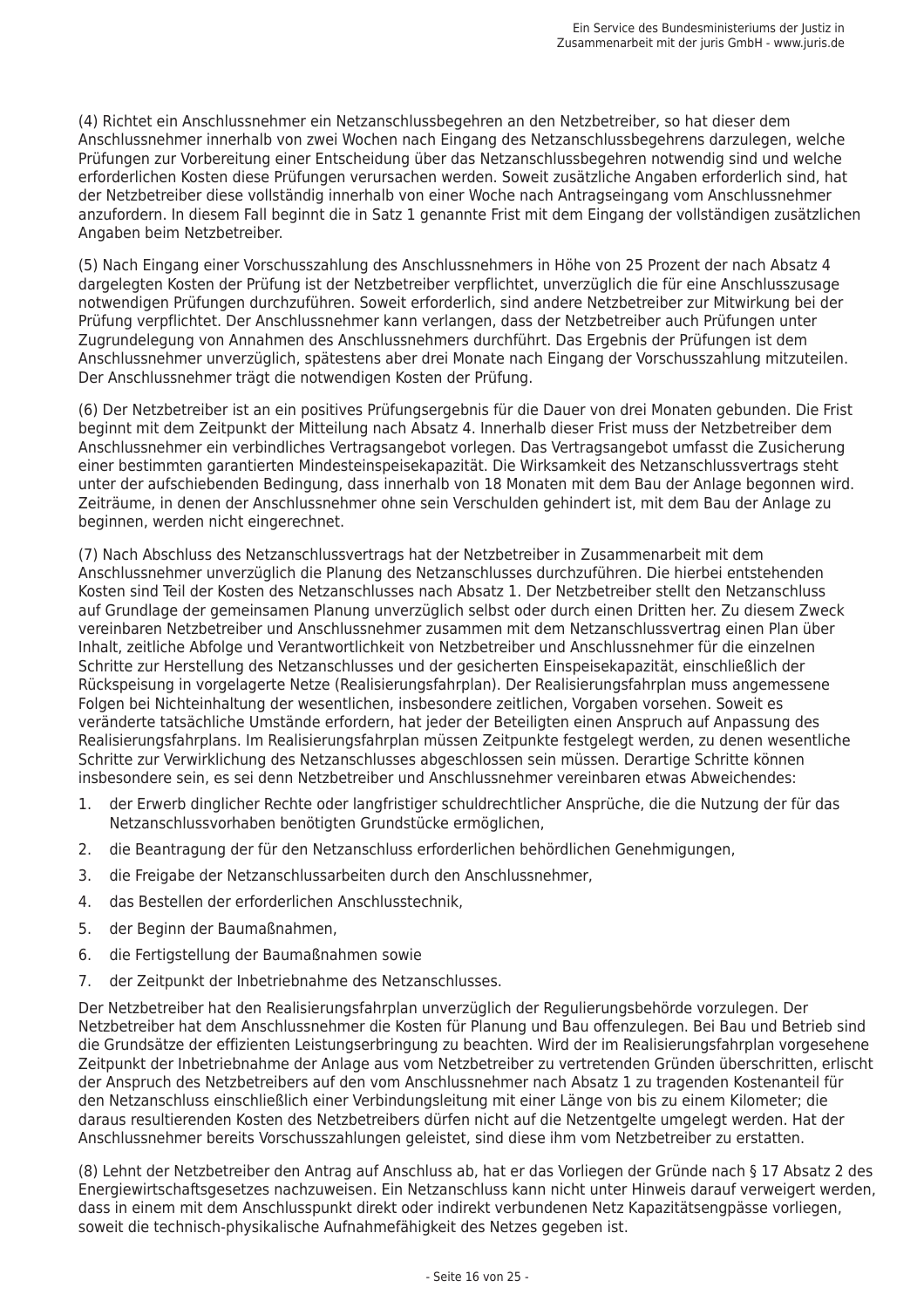(4) Richtet ein Anschlussnehmer ein Netzanschlussbegehren an den Netzbetreiber, so hat dieser dem Anschlussnehmer innerhalb von zwei Wochen nach Eingang des Netzanschlussbegehrens darzulegen, welche Prüfungen zur Vorbereitung einer Entscheidung über das Netzanschlussbegehren notwendig sind und welche erforderlichen Kosten diese Prüfungen verursachen werden. Soweit zusätzliche Angaben erforderlich sind, hat der Netzbetreiber diese vollständig innerhalb von einer Woche nach Antragseingang vom Anschlussnehmer anzufordern. In diesem Fall beginnt die in Satz 1 genannte Frist mit dem Eingang der vollständigen zusätzlichen Angaben beim Netzbetreiber.

(5) Nach Eingang einer Vorschusszahlung des Anschlussnehmers in Höhe von 25 Prozent der nach Absatz 4 dargelegten Kosten der Prüfung ist der Netzbetreiber verpflichtet, unverzüglich die für eine Anschlusszusage notwendigen Prüfungen durchzuführen. Soweit erforderlich, sind andere Netzbetreiber zur Mitwirkung bei der Prüfung verpflichtet. Der Anschlussnehmer kann verlangen, dass der Netzbetreiber auch Prüfungen unter Zugrundelegung von Annahmen des Anschlussnehmers durchführt. Das Ergebnis der Prüfungen ist dem Anschlussnehmer unverzüglich, spätestens aber drei Monate nach Eingang der Vorschusszahlung mitzuteilen. Der Anschlussnehmer trägt die notwendigen Kosten der Prüfung.

(6) Der Netzbetreiber ist an ein positives Prüfungsergebnis für die Dauer von drei Monaten gebunden. Die Frist beginnt mit dem Zeitpunkt der Mitteilung nach Absatz 4. Innerhalb dieser Frist muss der Netzbetreiber dem Anschlussnehmer ein verbindliches Vertragsangebot vorlegen. Das Vertragsangebot umfasst die Zusicherung einer bestimmten garantierten Mindesteinspeisekapazität. Die Wirksamkeit des Netzanschlussvertrags steht unter der aufschiebenden Bedingung, dass innerhalb von 18 Monaten mit dem Bau der Anlage begonnen wird. Zeiträume, in denen der Anschlussnehmer ohne sein Verschulden gehindert ist, mit dem Bau der Anlage zu beginnen, werden nicht eingerechnet.

(7) Nach Abschluss des Netzanschlussvertrags hat der Netzbetreiber in Zusammenarbeit mit dem Anschlussnehmer unverzüglich die Planung des Netzanschlusses durchzuführen. Die hierbei entstehenden Kosten sind Teil der Kosten des Netzanschlusses nach Absatz 1. Der Netzbetreiber stellt den Netzanschluss auf Grundlage der gemeinsamen Planung unverzüglich selbst oder durch einen Dritten her. Zu diesem Zweck vereinbaren Netzbetreiber und Anschlussnehmer zusammen mit dem Netzanschlussvertrag einen Plan über Inhalt, zeitliche Abfolge und Verantwortlichkeit von Netzbetreiber und Anschlussnehmer für die einzelnen Schritte zur Herstellung des Netzanschlusses und der gesicherten Einspeisekapazität, einschließlich der Rückspeisung in vorgelagerte Netze (Realisierungsfahrplan). Der Realisierungsfahrplan muss angemessene Folgen bei Nichteinhaltung der wesentlichen, insbesondere zeitlichen, Vorgaben vorsehen. Soweit es veränderte tatsächliche Umstände erfordern, hat jeder der Beteiligten einen Anspruch auf Anpassung des Realisierungsfahrplans. Im Realisierungsfahrplan müssen Zeitpunkte festgelegt werden, zu denen wesentliche Schritte zur Verwirklichung des Netzanschlusses abgeschlossen sein müssen. Derartige Schritte können insbesondere sein, es sei denn Netzbetreiber und Anschlussnehmer vereinbaren etwas Abweichendes:

1. der Erwerb dinglicher Rechte oder langfristiger schuldrechtlicher Ansprüche, die die Nutzung der für das Netzanschlussvorhaben benötigten Grundstücke ermöglichen,
2. die Beantragung der für den Netzanschluss erforderlichen behördlichen Genehmigungen,
3. die Freigabe der Netzanschlussarbeiten durch den Anschlussnehmer,
4. das Bestellen der erforderlichen Anschlusstechnik,
5. der Beginn der Baumaßnahmen,
6. die Fertigstellung der Baumaßnahmen sowie
7. der Zeitpunkt der Inbetriebnahme des Netzanschlusses.

Der Netzbetreiber hat den Realisierungsfahrplan unverzüglich der Regulierungsbehörde vorzulegen. Der Netzbetreiber hat dem Anschlussnehmer die Kosten für Planung und Bau offenzulegen. Bei Bau und Betrieb sind die Grundsätze der effizienten Leistungserbringung zu beachten. Wird der im Realisierungsfahrplan vorgesehene Zeitpunkt der Inbetriebnahme der Anlage aus vom Netzbetreiber zu vertretenden Gründen überschritten, erlischt der Anspruch des Netzbetreibers auf den vom Anschlussnehmer nach Absatz 1 zu tragenden Kostenanteil für den Netzanschluss einschließlich einer Verbindungsleitung mit einer Länge von bis zu einem Kilometer; die daraus resultierenden Kosten des Netzbetreibers dürfen nicht auf die Netzentgelte umgelegt werden. Hat der Anschlussnehmer bereits Vorschusszahlungen geleistet, sind diese ihm vom Netzbetreiber zu erstatten.

(8) Lehnt der Netzbetreiber den Antrag auf Anschluss ab, hat er das Vorliegen der Gründe nach § 17 Absatz 2 des Energiewirtschaftsgesetzes nachzuweisen. Ein Netzanschluss kann nicht unter Hinweis darauf verweigert werden, dass in einem mit dem Anschlusspunkt direkt oder indirekt verbundenen Netz Kapazitätsengpässe vorliegen, soweit die technisch-physikalische Aufnahmefähigkeit des Netzes gegeben ist.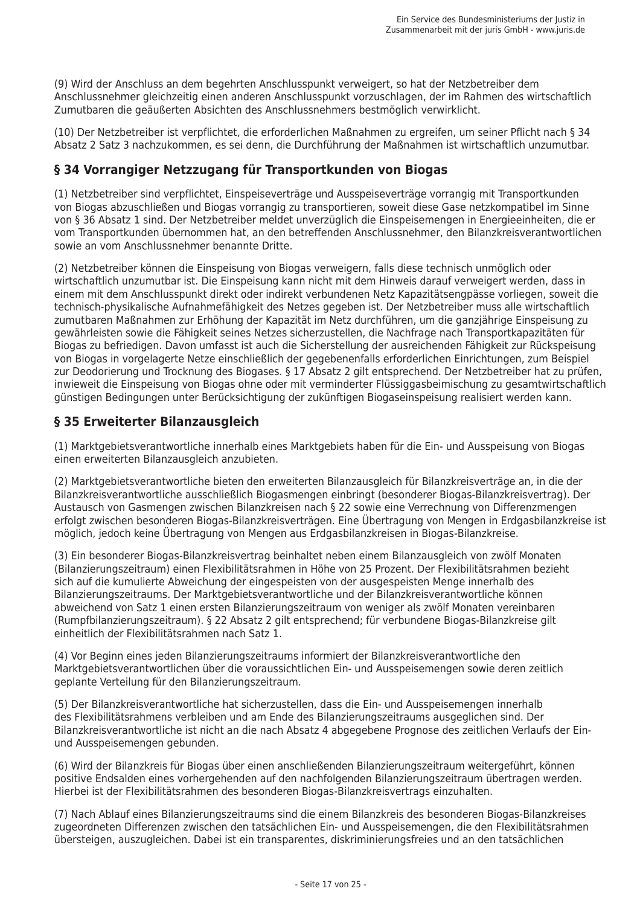(9) Wird der Anschluss an dem begehrten Anschlusspunkt verweigert, so hat der Netzbetreiber dem Anschlussnehmer gleichzeitig einen anderen Anschlusspunkt vorzuschlagen, der im Rahmen des wirtschaftlich Zumutbaren die geäußerten Absichten des Anschlussnehmers bestmöglich verwirklicht.

(10) Der Netzbetreiber ist verpflichtet, die erforderlichen Maßnahmen zu ergreifen, um seiner Pflicht nach § 34 Absatz 2 Satz 3 nachzukommen, es sei denn, die Durchführung der Maßnahmen ist wirtschaftlich unzumutbar.

## § 34 Vorrangiger Netzzugang für Transportkunden von Biogas

(1) Netzbetreiber sind verpflichtet, Einspeiseverträge und Ausspeiseverträge vorrangig mit Transportkunden von Biogas abzuschließen und Biogas vorrangig zu transportieren, soweit diese Gase netzkompatibel im Sinne von § 36 Absatz 1 sind. Der Netzbetreiber meldet unverzüglich die Einspeisemengen in Energieeinheiten, die er vom Transportkunden übernommen hat, an den betreffenden Anschlussnehmer, den Bilanzkreisverantwortlichen sowie an vom Anschlussnehmer benannte Dritte.

(2) Netzbetreiber können die Einspeisung von Biogas verweigern, falls diese technisch unmöglich oder wirtschaftlich unzumutbar ist. Die Einspeisung kann nicht mit dem Hinweis darauf verweigert werden, dass in einem mit dem Anschlusspunkt direkt oder indirekt verbundenen Netz Kapazitätsengpässe vorliegen, soweit die technisch-physikalische Aufnahmefähigkeit des Netzes gegeben ist. Der Netzbetreiber muss alle wirtschaftlich zumutbaren Maßnahmen zur Erhöhung der Kapazität im Netz durchführen, um die ganzjährige Einspeisung zu gewährleisten sowie die Fähigkeit seines Netzes sicherzustellen, die Nachfrage nach Transportkapazitäten für Biogas zu befriedigen. Davon umfasst ist auch die Sicherstellung der ausreichenden Fähigkeit zur Rückspeisung von Biogas in vorgelagerte Netze einschließlich der gegebenenfalls erforderlichen Einrichtungen, zum Beispiel zur Deodorierung und Trocknung des Biogases. § 17 Absatz 2 gilt entsprechend. Der Netzbetreiber hat zu prüfen, inwieweit die Einspeisung von Biogas ohne oder mit verminderter Flüssiggasbeimischung zu gesamtwirtschaftlich günstigen Bedingungen unter Berücksichtigung der zukünftigen Biogaseinspeisung realisiert werden kann.

## § 35 Erweiterter Bilanzausgleich

(1) Marktgebietsverantwortliche innerhalb eines Marktgebiets haben für die Ein- und Ausspeisung von Biogas einen erweiterten Bilanzausgleich anzubieten.

(2) Marktgebietsverantwortliche bieten den erweiterten Bilanzausgleich für Bilanzkreisverträge an, in die der Bilanzkreisverantwortliche ausschließlich Biogasmengen einbringt (besonderer Biogas-Bilanzkreisvertrag). Der Austausch von Gasmengen zwischen Bilanzkreisen nach § 22 sowie eine Verrechnung von Differenzmengen erfolgt zwischen besonderen Biogas-Bilanzkreisverträgen. Eine Übertragung von Mengen in Erdgasbilanzkreise ist möglich, jedoch keine Übertragung von Mengen aus Erdgasbilanzkreisen in Biogas-Bilanzkreise.

(3) Ein besonderer Biogas-Bilanzkreisvertrag beinhaltet neben einem Bilanzausgleich von zwölf Monaten (Bilanzierungszeitraum) einen Flexibilitätsrahmen in Höhe von 25 Prozent. Der Flexibilitätsrahmen bezieht sich auf die kumulierte Abweichung der eingespeisten von der ausgespeisten Menge innerhalb des Bilanzierungszeitraums. Der Marktgebietsverantwortliche und der Bilanzkreisverantwortliche können abweichend von Satz 1 einen ersten Bilanzierungszeitraum von weniger als zwölf Monaten vereinbaren (Rumpfbilanzierungszeitraum). § 22 Absatz 2 gilt entsprechend; für verbundene Biogas-Bilanzkreise gilt einheitlich der Flexibilitätsrahmen nach Satz 1.

(4) Vor Beginn eines jeden Bilanzierungszeitraums informiert der Bilanzkreisverantwortliche den Marktgebietsverantwortlichen über die voraussichtlichen Ein- und Ausspeisemengen sowie deren zeitlich geplante Verteilung für den Bilanzierungszeitraum.

(5) Der Bilanzkreisverantwortliche hat sicherzustellen, dass die Ein- und Ausspeisemengen innerhalb des Flexibilitätsrahmens verbleiben und am Ende des Bilanzierungszeitraums ausgeglichen sind. Der Bilanzkreisverantwortliche ist nicht an die nach Absatz 4 abgegebene Prognose des zeitlichen Verlaufs der Ein- und Ausspeisemengen gebunden.

(6) Wird der Bilanzkreis für Biogas über einen anschließenden Bilanzierungszeitraum weitergeführt, können positive Endsalden eines vorhergehenden auf den nachfolgenden Bilanzierungszeitraum übertragen werden. Hierbei ist der Flexibilitätsrahmen des besonderen Biogas-Bilanzkreisvertrags einzuhalten.

(7) Nach Ablauf eines Bilanzierungszeitraums sind die einem Bilanzkreis des besonderen Biogas-Bilanzkreises zugeordneten Differenzen zwischen den tatsächlichen Ein- und Ausspeisemengen, die den Flexibilitätsrahmen übersteigen, auszugleichen. Dabei ist ein transparentes, diskriminierungsfreies und an den tatsächlichen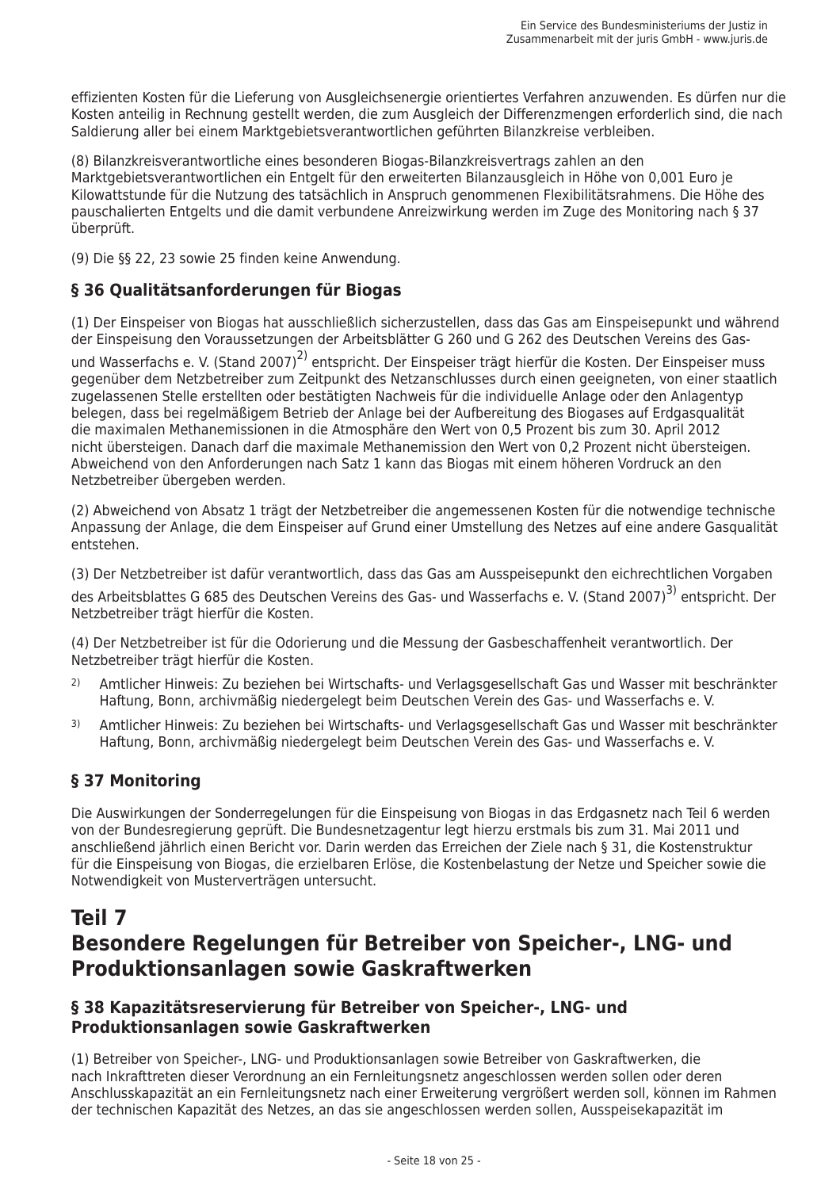effizienten Kosten für die Lieferung von Ausgleichsenergie orientiertes Verfahren anzuwenden. Es dürfen nur die Kosten anteilig in Rechnung gestellt werden, die zum Ausgleich der Differenzmengen erforderlich sind, die nach Saldierung aller bei einem Marktgebietsverantwortlichen geführten Bilanzkreise verbleiben.

(8) Bilanzkreisverantwortliche eines besonderen Biogas-Bilanzkreisvertrags zahlen an den Marktgebietsverantwortlichen ein Entgelt für den erweiterten Bilanzausgleich in Höhe von 0,001 Euro je Kilowattstunde für die Nutzung des tatsächlich in Anspruch genommenen Flexibilitätsrahmens. Die Höhe des pauschalierten Entgelts und die damit verbundene Anreizwirkung werden im Zuge des Monitoring nach § 37 überprüft.

(9) Die §§ 22, 23 sowie 25 finden keine Anwendung.

### § 36 Qualitätsanforderungen für Biogas

(1) Der Einspeiser von Biogas hat ausschließlich sicherzustellen, dass das Gas am Einspeisepunkt und während der Einspeisung den Voraussetzungen der Arbeitsblätter G 260 und G 262 des Deutschen Vereins des Gas- und Wasserfachs e. V. (Stand 2007)[2] entspricht. Der Einspeiser trägt hierfür die Kosten. Der Einspeiser muss gegenüber dem Netzbetreiber zum Zeitpunkt des Netzanschlusses durch einen geeigneten, von einer staatlich zugelassenen Stelle erstellten oder bestätigten Nachweis für die individuelle Anlage oder den Anlagentyp belegen, dass bei regelmäßigem Betrieb der Anlage bei der Aufbereitung des Biogases auf Erdgasqualität die maximalen Methanemissionen in die Atmosphäre den Wert von 0,5 Prozent bis zum 30. April 2012 nicht übersteigen. Danach darf die maximale Methanemission den Wert von 0,2 Prozent nicht übersteigen. Abweichend von den Anforderungen nach Satz 1 kann das Biogas mit einem höheren Vordruck an den Netzbetreiber übergeben werden.

(2) Abweichend von Absatz 1 trägt der Netzbetreiber die angemessenen Kosten für die notwendige technische Anpassung der Anlage, die dem Einspeiser auf Grund einer Umstellung des Netzes auf eine andere Gasqualität entstehen.

(3) Der Netzbetreiber ist dafür verantwortlich, dass das Gas am Ausspeisepunkt den eichrechtlichen Vorgaben des Arbeitsblattes G 685 des Deutschen Vereins des Gas- und Wasserfachs e. V. (Stand 2007)[3] entspricht. Der Netzbetreiber trägt hierfür die Kosten.

(4) Der Netzbetreiber ist für die Odorierung und die Messung der Gasbeschaffenheit verantwortlich. Der Netzbetreiber trägt hierfür die Kosten.

[2] Amtlicher Hinweis: Zu beziehen bei Wirtschafts- und Verlagsgesellschaft Gas und Wasser mit beschränkter Haftung, Bonn, archivmäßig niedergelegt beim Deutschen Verein des Gas- und Wasserfachs e. V.

[3] Amtlicher Hinweis: Zu beziehen bei Wirtschafts- und Verlagsgesellschaft Gas und Wasser mit beschränkter Haftung, Bonn, archivmäßig niedergelegt beim Deutschen Verein des Gas- und Wasserfachs e. V.

### § 37 Monitoring

Die Auswirkungen der Sonderregelungen für die Einspeisung von Biogas in das Erdgasnetz nach Teil 6 werden von der Bundesregierung geprüft. Die Bundesnetzagentur legt hierzu erstmals bis zum 31. Mai 2011 und anschließend jährlich einen Bericht vor. Darin werden das Erreichen der Ziele nach § 31, die Kostenstruktur für die Einspeisung von Biogas, die erzielbaren Erlöse, die Kostenbelastung der Netze und Speicher sowie die Notwendigkeit von Musterverträgen untersucht.

## Teil 7
## Besondere Regelungen für Betreiber von Speicher-, LNG- und Produktionsanlagen sowie Gaskraftwerken

### § 38 Kapazitätsreservierung für Betreiber von Speicher-, LNG- und Produktionsanlagen sowie Gaskraftwerken

(1) Betreiber von Speicher-, LNG- und Produktionsanlagen sowie Betreiber von Gaskraftwerken, die nach Inkrafttreten dieser Verordnung an ein Fernleitungsnetz angeschlossen werden sollen oder deren Anschlusskapazität an ein Fernleitungsnetz nach einer Erweiterung vergrößert werden soll, können im Rahmen der technischen Kapazität des Netzes, an das sie angeschlossen werden sollen, Ausspeisekapazität im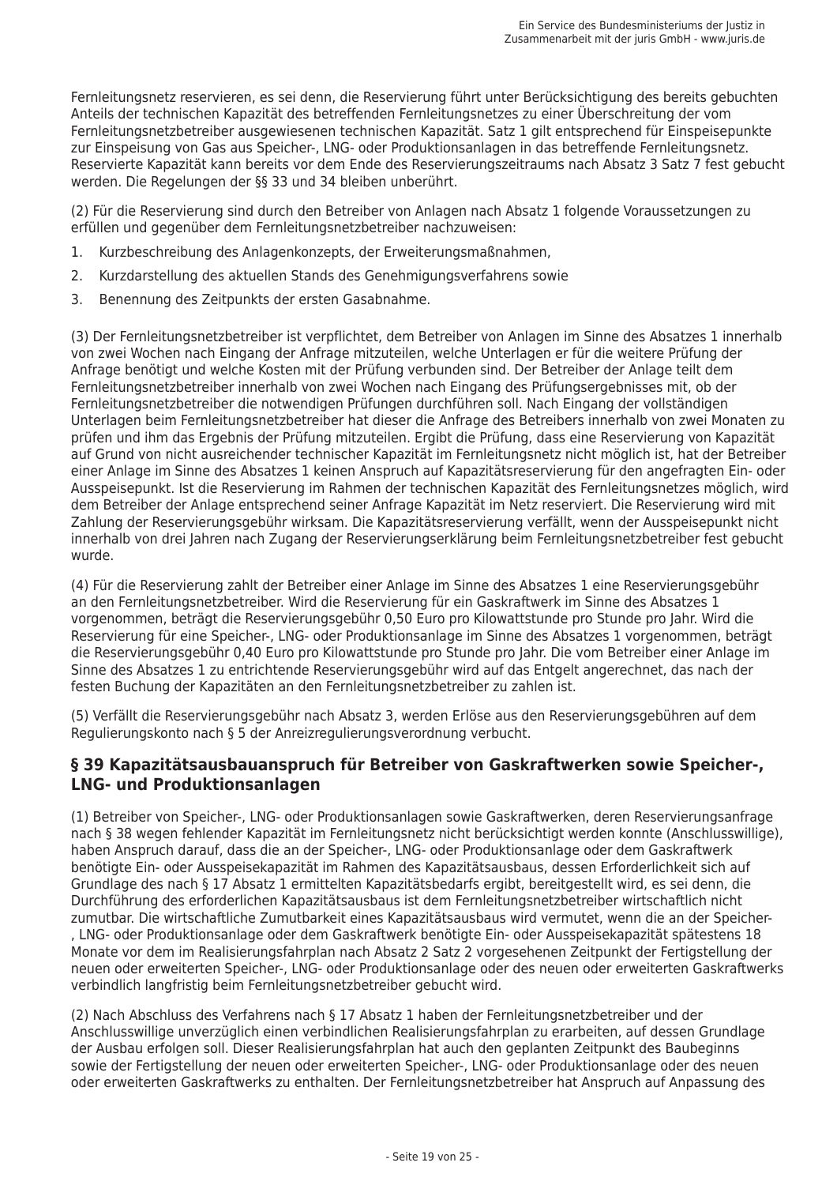Fernleitungsnetz reservieren, es sei denn, die Reservierung führt unter Berücksichtigung des bereits gebuchten Anteils der technischen Kapazität des betreffenden Fernleitungsnetzes zu einer Überschreitung der vom Fernleitungsnetzbetreiber ausgewiesenen technischen Kapazität. Satz 1 gilt entsprechend für Einspeisepunkte zur Einspeisung von Gas aus Speicher-, LNG- oder Produktionsanlagen in das betreffende Fernleitungsnetz. Reservierte Kapazität kann bereits vor dem Ende des Reservierungszeitraums nach Absatz 3 Satz 7 fest gebucht werden. Die Regelungen der §§ 33 und 34 bleiben unberührt.

(2) Für die Reservierung sind durch den Betreiber von Anlagen nach Absatz 1 folgende Voraussetzungen zu erfüllen und gegenüber dem Fernleitungsnetzbetreiber nachzuweisen:

1. Kurzbeschreibung des Anlagenkonzepts, der Erweiterungsmaßnahmen,
2. Kurzdarstellung des aktuellen Stands des Genehmigungsverfahrens sowie
3. Benennung des Zeitpunkts der ersten Gasabnahme.

(3) Der Fernleitungsnetzbetreiber ist verpflichtet, dem Betreiber von Anlagen im Sinne des Absatzes 1 innerhalb von zwei Wochen nach Eingang der Anfrage mitzuteilen, welche Unterlagen er für die weitere Prüfung der Anfrage benötigt und welche Kosten mit der Prüfung verbunden sind. Der Betreiber der Anlage teilt dem Fernleitungsnetzbetreiber innerhalb von zwei Wochen nach Eingang des Prüfungsergebnisses mit, ob der Fernleitungsnetzbetreiber die notwendigen Prüfungen durchführen soll. Nach Eingang der vollständigen Unterlagen beim Fernleitungsnetzbetreiber hat dieser die Anfrage des Betreibers innerhalb von zwei Monaten zu prüfen und ihm das Ergebnis der Prüfung mitzuteilen. Ergibt die Prüfung, dass eine Reservierung von Kapazität auf Grund von nicht ausreichender technischer Kapazität im Fernleitungsnetz nicht möglich ist, hat der Betreiber einer Anlage im Sinne des Absatzes 1 keinen Anspruch auf Kapazitätsreservierung für den angefragten Ein- oder Ausspeisepunkt. Ist die Reservierung im Rahmen der technischen Kapazität des Fernleitungsnetzes möglich, wird dem Betreiber der Anlage entsprechend seiner Anfrage Kapazität im Netz reserviert. Die Reservierung wird mit Zahlung der Reservierungsgebühr wirksam. Die Kapazitätsreservierung verfällt, wenn der Ausspeisepunkt nicht innerhalb von drei Jahren nach Zugang der Reservierungserklärung beim Fernleitungsnetzbetreiber fest gebucht wurde.

(4) Für die Reservierung zahlt der Betreiber einer Anlage im Sinne des Absatzes 1 eine Reservierungsgebühr an den Fernleitungsnetzbetreiber. Wird die Reservierung für ein Gaskraftwerk im Sinne des Absatzes 1 vorgenommen, beträgt die Reservierungsgebühr 0,50 Euro pro Kilowattstunde pro Stunde pro Jahr. Wird die Reservierung für eine Speicher-, LNG- oder Produktionsanlage im Sinne des Absatzes 1 vorgenommen, beträgt die Reservierungsgebühr 0,40 Euro pro Kilowattstunde pro Stunde pro Jahr. Die vom Betreiber einer Anlage im Sinne des Absatzes 1 zu entrichtende Reservierungsgebühr wird auf das Entgelt angerechnet, das nach der festen Buchung der Kapazitäten an den Fernleitungsnetzbetreiber zu zahlen ist.

(5) Verfällt die Reservierungsgebühr nach Absatz 3, werden Erlöse aus den Reservierungsgebühren auf dem Regulierungskonto nach § 5 der Anreizregulierungsverordnung verbucht.

## § 39 Kapazitätsausbauanspruch für Betreiber von Gaskraftwerken sowie Speicher-, LNG- und Produktionsanlagen

(1) Betreiber von Speicher-, LNG- oder Produktionsanlagen sowie Gaskraftwerken, deren Reservierungsanfrage nach § 38 wegen fehlender Kapazität im Fernleitungsnetz nicht berücksichtigt werden konnte (Anschlusswillige), haben Anspruch darauf, dass die an der Speicher-, LNG- oder Produktionsanlage oder dem Gaskraftwerk benötigte Ein- oder Ausspeisekapazität im Rahmen des Kapazitätsausbaus, dessen Erforderlichkeit sich auf Grundlage des nach § 17 Absatz 1 ermittelten Kapazitätsbedarfs ergibt, bereitgestellt wird, es sei denn, die Durchführung des erforderlichen Kapazitätsausbaus ist dem Fernleitungsnetzbetreiber wirtschaftlich nicht zumutbar. Die wirtschaftliche Zumutbarkeit eines Kapazitätsausbaus wird vermutet, wenn die an der Speicher-, LNG- oder Produktionsanlage oder dem Gaskraftwerk benötigte Ein- oder Ausspeisekapazität spätestens 18 Monate vor dem im Realisierungsfahrplan nach Absatz 2 Satz 2 vorgesehenen Zeitpunkt der Fertigstellung der neuen oder erweiterten Speicher-, LNG- oder Produktionsanlage oder des neuen oder erweiterten Gaskraftwerks verbindlich langfristig beim Fernleitungsnetzbetreiber gebucht wird.

(2) Nach Abschluss des Verfahrens nach § 17 Absatz 1 haben der Fernleitungsnetzbetreiber und der Anschlusswillige unverzüglich einen verbindlichen Realisierungsfahrplan zu erarbeiten, auf dessen Grundlage der Ausbau erfolgen soll. Dieser Realisierungsfahrplan hat auch den geplanten Zeitpunkt des Baubeginns sowie der Fertigstellung der neuen oder erweiterten Speicher-, LNG- oder Produktionsanlage oder des neuen oder erweiterten Gaskraftwerks zu enthalten. Der Fernleitungsnetzbetreiber hat Anspruch auf Anpassung des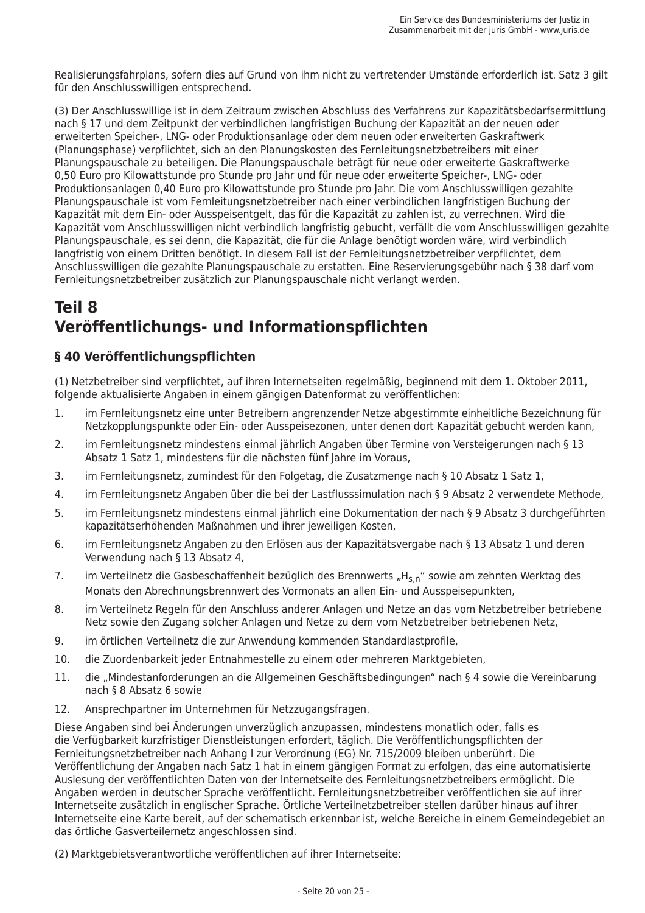Realisierungsfahrplans, sofern dies auf Grund von ihm nicht zu vertretender Umstände erforderlich ist. Satz 3 gilt für den Anschlusswilligen entsprechend.

(3) Der Anschlusswillige ist in dem Zeitraum zwischen Abschluss des Verfahrens zur Kapazitätsbedarfsermittlung nach § 17 und dem Zeitpunkt der verbindlichen langfristigen Buchung der Kapazität an der neuen oder erweiterten Speicher-, LNG- oder Produktionsanlage oder dem neuen oder erweiterten Gaskraftwerk (Planungsphase) verpflichtet, sich an den Planungskosten des Fernleitungsnetzbetreibers mit einer Planungspauschale zu beteiligen. Die Planungspauschale beträgt für neue oder erweiterte Gaskraftwerke 0,50 Euro pro Kilowattstunde pro Stunde pro Jahr und für neue oder erweiterte Speicher-, LNG- oder Produktionsanlagen 0,40 Euro pro Kilowattstunde pro Stunde pro Jahr. Die vom Anschlusswilligen gezahlte Planungspauschale ist vom Fernleitungsnetzbetreiber nach einer verbindlichen langfristigen Buchung der Kapazität mit dem Ein- oder Ausspeisentgelt, das für die Kapazität zu zahlen ist, zu verrechnen. Wird die Kapazität vom Anschlusswilligen nicht verbindlich langfristig gebucht, verfällt die vom Anschlusswilligen gezahlte Planungspauschale, es sei denn, die Kapazität, die für die Anlage benötigt worden wäre, wird verbindlich langfristig von einem Dritten benötigt. In diesem Fall ist der Fernleitungsnetzbetreiber verpflichtet, dem Anschlusswilligen die gezahlte Planungspauschale zu erstatten. Eine Reservierungsgebühr nach § 38 darf vom Fernleitungsnetzbetreiber zusätzlich zur Planungspauschale nicht verlangt werden.

# Teil 8
# Veröffentlichungs- und Informationspflichten

## § 40 Veröffentlichungspflichten

(1) Netzbetreiber sind verpflichtet, auf ihren Internetseiten regelmäßig, beginnend mit dem 1. Oktober 2011, folgende aktualisierte Angaben in einem gängigen Datenformat zu veröffentlichen:

1. im Fernleitungsnetz eine unter Betreibern angrenzender Netze abgestimmte einheitliche Bezeichnung für Netzkopplungspunkte oder Ein- oder Ausspeisezonen, unter denen dort Kapazität gebucht werden kann,
2. im Fernleitungsnetz mindestens einmal jährlich Angaben über Termine von Versteigerungen nach § 13 Absatz 1 Satz 1, mindestens für die nächsten fünf Jahre im Voraus,
3. im Fernleitungsnetz, zumindest für den Folgetag, die Zusatzmenge nach § 10 Absatz 1 Satz 1,
4. im Fernleitungsnetz Angaben über die bei der Lastflusssimulation nach § 9 Absatz 2 verwendete Methode,
5. im Fernleitungsnetz mindestens einmal jährlich eine Dokumentation der nach § 9 Absatz 3 durchgeführten kapazitätserhöhenden Maßnahmen und ihrer jeweiligen Kosten,
6. im Fernleitungsnetz Angaben zu den Erlösen aus der Kapazitätsvergabe nach § 13 Absatz 1 und deren Verwendung nach § 13 Absatz 4,
7. im Verteilnetz die Gasbeschaffenheit bezüglich des Brennwerts „$H_{s,n}$“ sowie am zehnten Werktag des Monats den Abrechnungsbrennwert des Vormonats an allen Ein- und Ausspeisepunkten,
8. im Verteilnetz Regeln für den Anschluss anderer Anlagen und Netze an das vom Netzbetreiber betriebene Netz sowie den Zugang solcher Anlagen und Netze zu dem vom Netzbetreiber betriebenen Netz,
9. im örtlichen Verteilnetz die zur Anwendung kommenden Standardlastprofile,
10. die Zuordenbarkeit jeder Entnahmestelle zu einem oder mehreren Marktgebieten,
11. die „Mindestanforderungen an die Allgemeinen Geschäftsbedingungen“ nach § 4 sowie die Vereinbarung nach § 8 Absatz 6 sowie
12. Ansprechpartner im Unternehmen für Netzzugangsfragen.

Diese Angaben sind bei Änderungen unverzüglich anzupassen, mindestens monatlich oder, falls es die Verfügbarkeit kurzfristiger Dienstleistungen erfordert, täglich. Die Veröffentlichungspflichten der Fernleitungsnetzbetreiber nach Anhang I zur Verordnung (EG) Nr. 715/2009 bleiben unberührt. Die Veröffentlichung der Angaben nach Satz 1 hat in einem gängigen Format zu erfolgen, das eine automatisierte Auslesung der veröffentlichten Daten von der Internetseite des Fernleitungsnetzbetreibers ermöglicht. Die Angaben werden in deutscher Sprache veröffentlicht. Fernleitungsnetzbetreiber veröffentlichen sie auf ihrer Internetseite zusätzlich in englischer Sprache. Örtliche Verteilnetzbetreiber stellen darüber hinaus auf ihrer Internetseite eine Karte bereit, auf der schematisch erkennbar ist, welche Bereiche in einem Gemeindegebiet an das örtliche Gasverteilernetz angeschlossen sind.

(2) Marktgebietsverantwortliche veröffentlichen auf ihrer Internetseite: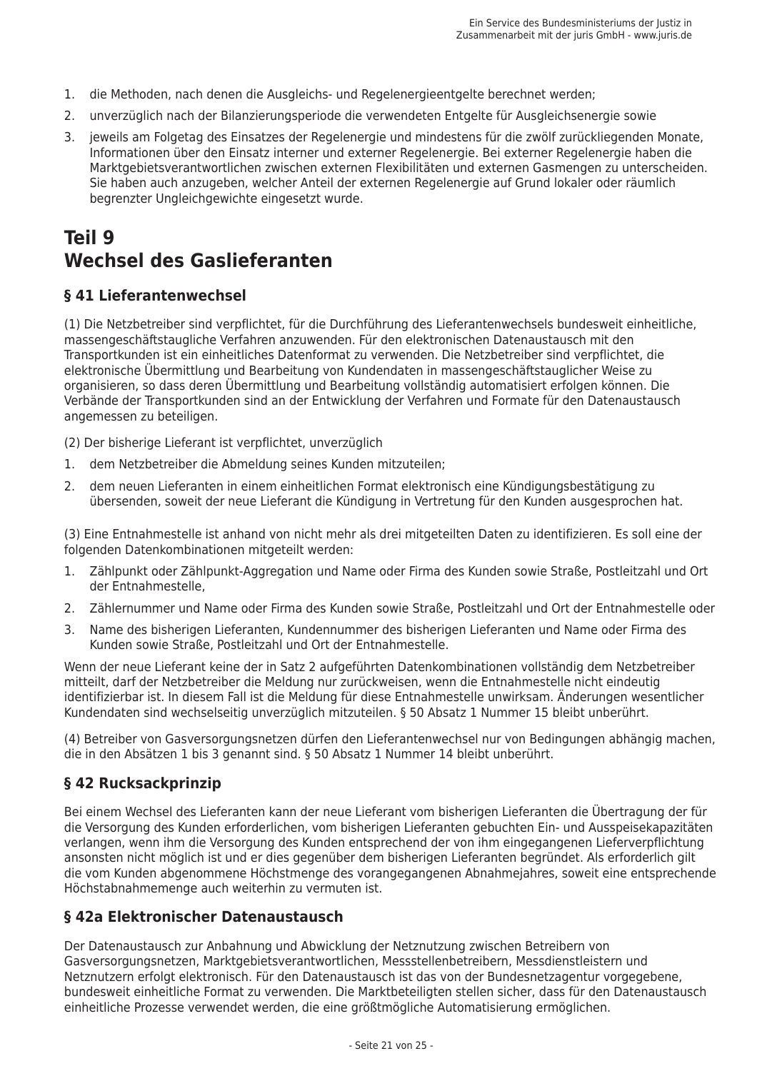1. die Methoden, nach denen die Ausgleichs- und Regelenergieentgelte berechnet werden;
2. unverzüglich nach der Bilanzierungsperiode die verwendeten Entgelte für Ausgleichsenergie sowie
3. jeweils am Folgetag des Einsatzes der Regelenergie und mindestens für die zwölf zurückliegenden Monate, Informationen über den Einsatz interner und externer Regelenergie. Bei externer Regelenergie haben die Marktgebietsverantwortlichen zwischen externen Flexibilitäten und externen Gasmengen zu unterscheiden. Sie haben auch anzugeben, welcher Anteil der externen Regelenergie auf Grund lokaler oder räumlich begrenzter Ungleichgewichte eingesetzt wurde.

## Teil 9
## Wechsel des Gaslieferanten

### § 41 Lieferantenwechsel

(1) Die Netzbetreiber sind verpflichtet, für die Durchführung des Lieferantenwechsels bundesweit einheitliche, massengeschäftstaugliche Verfahren anzuwenden. Für den elektronischen Datenaustausch mit den Transportkunden ist ein einheitliches Datenformat zu verwenden. Die Netzbetreiber sind verpflichtet, die elektronische Übermittlung und Bearbeitung von Kundendaten in massengeschäftstauglicher Weise zu organisieren, so dass deren Übermittlung und Bearbeitung vollständig automatisiert erfolgen können. Die Verbände der Transportkunden sind an der Entwicklung der Verfahren und Formate für den Datenaustausch angemessen zu beteiligen.

(2) Der bisherige Lieferant ist verpflichtet, unverzüglich

1. dem Netzbetreiber die Abmeldung seines Kunden mitzuteilen;
2. dem neuen Lieferanten in einem einheitlichen Format elektronisch eine Kündigungsbestätigung zu übersenden, soweit der neue Lieferant die Kündigung in Vertretung für den Kunden ausgesprochen hat.

(3) Eine Entnahmestelle ist anhand von nicht mehr als drei mitgeteilten Daten zu identifizieren. Es soll eine der folgenden Datenkombinationen mitgeteilt werden:

1. Zählpunkt oder Zählpunkt-Aggregation und Name oder Firma des Kunden sowie Straße, Postleitzahl und Ort der Entnahmestelle,
2. Zählernummer und Name oder Firma des Kunden sowie Straße, Postleitzahl und Ort der Entnahmestelle oder
3. Name des bisherigen Lieferanten, Kundennummer des bisherigen Lieferanten und Name oder Firma des Kunden sowie Straße, Postleitzahl und Ort der Entnahmestelle.

Wenn der neue Lieferant keine der in Satz 2 aufgeführten Datenkombinationen vollständig dem Netzbetreiber mitteilt, darf der Netzbetreiber die Meldung nur zurückweisen, wenn die Entnahmestelle nicht eindeutig identifizierbar ist. In diesem Fall ist die Meldung für diese Entnahmestelle unwirksam. Änderungen wesentlicher Kundendaten sind wechselseitig unverzüglich mitzuteilen. § 50 Absatz 1 Nummer 15 bleibt unberührt.

(4) Betreiber von Gasversorgungsnetzen dürfen den Lieferantenwechsel nur von Bedingungen abhängig machen, die in den Absätzen 1 bis 3 genannt sind. § 50 Absatz 1 Nummer 14 bleibt unberührt.

### § 42 Rucksackprinzip

Bei einem Wechsel des Lieferanten kann der neue Lieferant vom bisherigen Lieferanten die Übertragung der für die Versorgung des Kunden erforderlichen, vom bisherigen Lieferanten gebuchten Ein- und Ausspeisekapazitäten verlangen, wenn ihm die Versorgung des Kunden entsprechend der von ihm eingegangenen Lieferverpflichtung ansonsten nicht möglich ist und er dies gegenüber dem bisherigen Lieferanten begründet. Als erforderlich gilt die vom Kunden abgenommene Höchstmenge des vorangegangenen Abnahmejahres, soweit eine entsprechende Höchstabnahmemenge auch weiterhin zu vermuten ist.

### § 42a Elektronischer Datenaustausch

Der Datenaustausch zur Anbahnung und Abwicklung der Netznutzung zwischen Betreibern von Gasversorgungsnetzen, Marktgebietsverantwortlichen, Messstellenbetreibern, Messdienstleistern und Netznutzern erfolgt elektronisch. Für den Datenaustausch ist das von der Bundesnetzagentur vorgegebene, bundesweit einheitliche Format zu verwenden. Die Marktbeteiligten stellen sicher, dass für den Datenaustausch einheitliche Prozesse verwendet werden, die eine größtmögliche Automatisierung ermöglichen.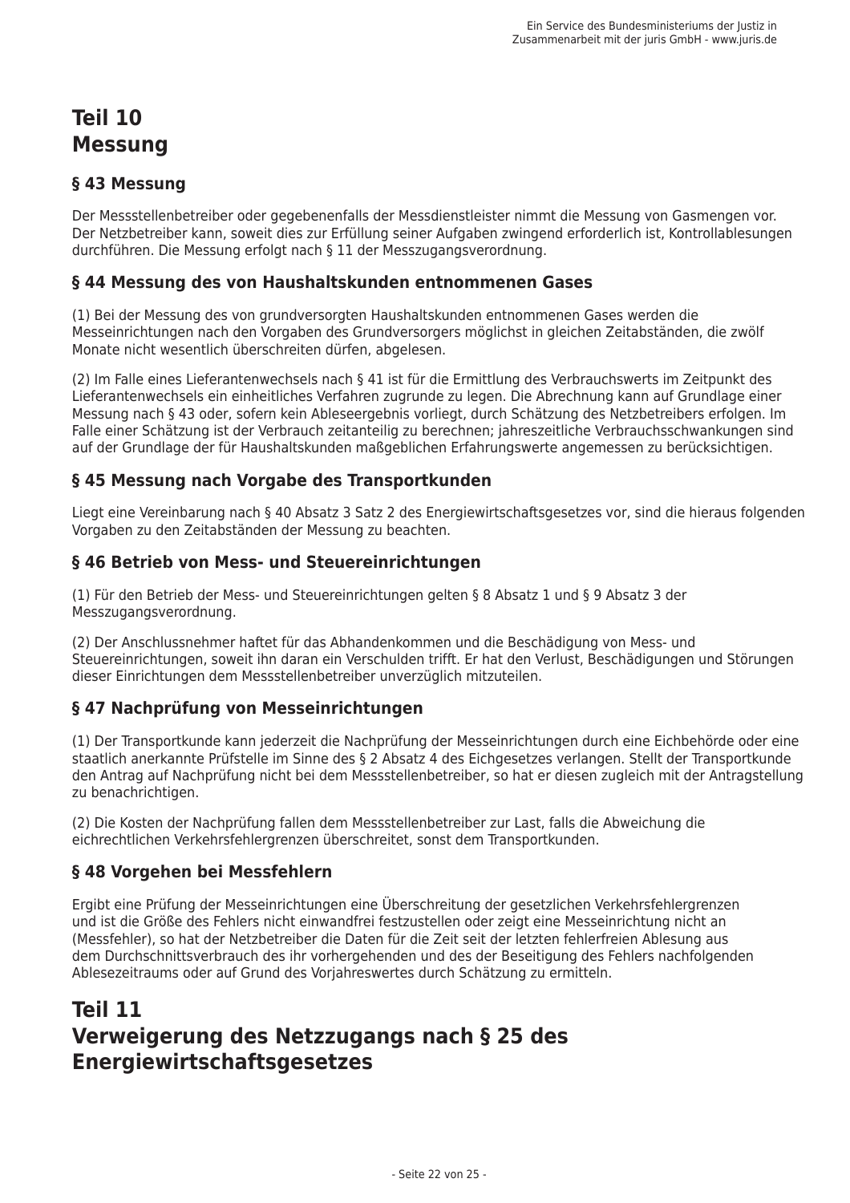# Teil 10
# Messung

## § 43 Messung

Der Messstellenbetreiber oder gegebenenfalls der Messdienstleister nimmt die Messung von Gasmengen vor. Der Netzbetreiber kann, soweit dies zur Erfüllung seiner Aufgaben zwingend erforderlich ist, Kontrollablesungen durchführen. Die Messung erfolgt nach § 11 der Messzugangsverordnung.

## § 44 Messung des von Haushaltskunden entnommenen Gases

(1) Bei der Messung des von grundversorgten Haushaltskunden entnommenen Gases werden die Messeinrichtungen nach den Vorgaben des Grundversorgers möglichst in gleichen Zeitabständen, die zwölf Monate nicht wesentlich überschreiten dürfen, abgelesen.

(2) Im Falle eines Lieferantenwechsels nach § 41 ist für die Ermittlung des Verbrauchswerts im Zeitpunkt des Lieferantenwechsels ein einheitliches Verfahren zugrunde zu legen. Die Abrechnung kann auf Grundlage einer Messung nach § 43 oder, sofern kein Ableseergebnis vorliegt, durch Schätzung des Netzbetreibers erfolgen. Im Falle einer Schätzung ist der Verbrauch zeitanteilig zu berechnen; jahreszeitliche Verbrauchsschwankungen sind auf der Grundlage der für Haushaltskunden maßgeblichen Erfahrungswerte angemessen zu berücksichtigen.

## § 45 Messung nach Vorgabe des Transportkunden

Liegt eine Vereinbarung nach § 40 Absatz 3 Satz 2 des Energiewirtschaftsgesetzes vor, sind die hieraus folgenden Vorgaben zu den Zeitabständen der Messung zu beachten.

## § 46 Betrieb von Mess- und Steuereinrichtungen

(1) Für den Betrieb der Mess- und Steuereinrichtungen gelten § 8 Absatz 1 und § 9 Absatz 3 der Messzugangsverordnung.

(2) Der Anschlussnehmer haftet für das Abhandenkommen und die Beschädigung von Mess- und Steuereinrichtungen, soweit ihn daran ein Verschulden trifft. Er hat den Verlust, Beschädigungen und Störungen dieser Einrichtungen dem Messstellenbetreiber unverzüglich mitzuteilen.

## § 47 Nachprüfung von Messeinrichtungen

(1) Der Transportkunde kann jederzeit die Nachprüfung der Messeinrichtungen durch eine Eichbehörde oder eine staatlich anerkannte Prüfstelle im Sinne des § 2 Absatz 4 des Eichgesetzes verlangen. Stellt der Transportkunde den Antrag auf Nachprüfung nicht bei dem Messstellenbetreiber, so hat er diesen zugleich mit der Antragstellung zu benachrichtigen.

(2) Die Kosten der Nachprüfung fallen dem Messstellenbetreiber zur Last, falls die Abweichung die eichrechtlichen Verkehrsfehlergrenzen überschreitet, sonst dem Transportkunden.

## § 48 Vorgehen bei Messfehlern

Ergibt eine Prüfung der Messeinrichtungen eine Überschreitung der gesetzlichen Verkehrsfehlergrenzen und ist die Größe des Fehlers nicht einwandfrei festzustellen oder zeigt eine Messeinrichtung nicht an (Messfehler), so hat der Netzbetreiber die Daten für die Zeit seit der letzten fehlerfreien Ablesung aus dem Durchschnittsverbrauch des ihr vorhergehenden und des der Beseitigung des Fehlers nachfolgenden Ablesezeitraums oder auf Grund des Vorjahreswertes durch Schätzung zu ermitteln.

# Teil 11
# Verweigerung des Netzzugangs nach § 25 des Energiewirtschaftsgesetzes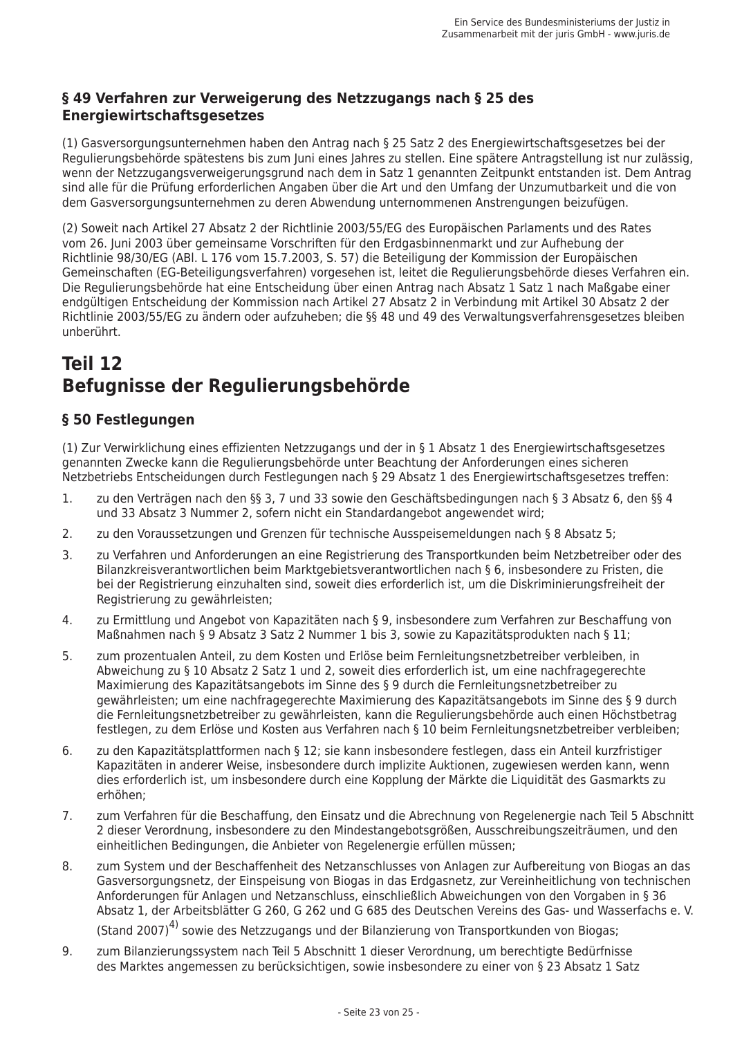### § 49 Verfahren zur Verweigerung des Netzzugangs nach § 25 des Energiewirtschaftsgesetzes

(1) Gasversorgungsunternehmen haben den Antrag nach § 25 Satz 2 des Energiewirtschaftsgesetzes bei der Regulierungsbehörde spätestens bis zum Juni eines Jahres zu stellen. Eine spätere Antragstellung ist nur zulässig, wenn der Netzzugangsverweigerungsgrund nach dem in Satz 1 genannten Zeitpunkt entstanden ist. Dem Antrag sind alle für die Prüfung erforderlichen Angaben über die Art und den Umfang der Unzumutbarkeit und die von dem Gasversorgungsunternehmen zu deren Abwendung unternommenen Anstrengungen beizufügen.

(2) Soweit nach Artikel 27 Absatz 2 der Richtlinie 2003/55/EG des Europäischen Parlaments und des Rates vom 26. Juni 2003 über gemeinsame Vorschriften für den Erdgasbinnenmarkt und zur Aufhebung der Richtlinie 98/30/EG (ABl. L 176 vom 15.7.2003, S. 57) die Beteiligung der Kommission der Europäischen Gemeinschaften (EG-Beteiligungsverfahren) vorgesehen ist, leitet die Regulierungsbehörde dieses Verfahren ein. Die Regulierungsbehörde hat eine Entscheidung über einen Antrag nach Absatz 1 Satz 1 nach Maßgabe einer endgültigen Entscheidung der Kommission nach Artikel 27 Absatz 2 in Verbindung mit Artikel 30 Absatz 2 der Richtlinie 2003/55/EG zu ändern oder aufzuheben; die §§ 48 und 49 des Verwaltungsverfahrensgesetzes bleiben unberührt.

## Teil 12
## Befugnisse der Regulierungsbehörde

### § 50 Festlegungen

(1) Zur Verwirklichung eines effizienten Netzzugangs und der in § 1 Absatz 1 des Energiewirtschaftsgesetzes genannten Zwecke kann die Regulierungsbehörde unter Beachtung der Anforderungen eines sicheren Netzbetriebs Entscheidungen durch Festlegungen nach § 29 Absatz 1 des Energiewirtschaftsgesetzes treffen:

1. zu den Verträgen nach den §§ 3, 7 und 33 sowie den Geschäftsbedingungen nach § 3 Absatz 6, den §§ 4 und 33 Absatz 3 Nummer 2, sofern nicht ein Standardangebot angewendet wird;
2. zu den Voraussetzungen und Grenzen für technische Ausspeisemeldungen nach § 8 Absatz 5;
3. zu Verfahren und Anforderungen an eine Registrierung des Transportkunden beim Netzbetreiber oder des Bilanzkreisverantwortlichen beim Marktgebietsverantwortlichen nach § 6, insbesondere zu Fristen, die bei der Registrierung einzuhalten sind, soweit dies erforderlich ist, um die Diskriminierungsfreiheit der Registrierung zu gewährleisten;
4. zu Ermittlung und Angebot von Kapazitäten nach § 9, insbesondere zum Verfahren zur Beschaffung von Maßnahmen nach § 9 Absatz 3 Satz 2 Nummer 1 bis 3, sowie zu Kapazitätsprodukten nach § 11;
5. zum prozentualen Anteil, zu dem Kosten und Erlöse beim Fernleitungsnetzbetreiber verbleiben, in Abweichung zu § 10 Absatz 2 Satz 1 und 2, soweit dies erforderlich ist, um eine nachfragegerechte Maximierung des Kapazitätsangebots im Sinne des § 9 durch die Fernleitungsnetzbetreiber zu gewährleisten; um eine nachfragegerechte Maximierung des Kapazitätsangebots im Sinne des § 9 durch die Fernleitungsnetzbetreiber zu gewährleisten, kann die Regulierungsbehörde auch einen Höchstbetrag festlegen, zu dem Erlöse und Kosten aus Verfahren nach § 10 beim Fernleitungsnetzbetreiber verbleiben;
6. zu den Kapazitätsplattformen nach § 12; sie kann insbesondere festlegen, dass ein Anteil kurzfristiger Kapazitäten in anderer Weise, insbesondere durch implizite Auktionen, zugewiesen werden kann, wenn dies erforderlich ist, um insbesondere durch eine Kopplung der Märkte die Liquidität des Gasmarkts zu erhöhen;
7. zum Verfahren für die Beschaffung, den Einsatz und die Abrechnung von Regelenergie nach Teil 5 Abschnitt 2 dieser Verordnung, insbesondere zu den Mindestangebotsgrößen, Ausschreibungszeiträumen, und den einheitlichen Bedingungen, die Anbieter von Regelenergie erfüllen müssen;
8. zum System und der Beschaffenheit des Netzanschlusses von Anlagen zur Aufbereitung von Biogas an das Gasversorgungsnetz, der Einspeisung von Biogas in das Erdgasnetz, zur Vereinheitlichung von technischen Anforderungen für Anlagen und Netzanschluss, einschließlich Abweichungen von den Vorgaben in § 36 Absatz 1, der Arbeitsblätter G 260, G 262 und G 685 des Deutschen Vereins des Gas- und Wasserfachs e. V. (Stand 2007)[4] sowie des Netzzugangs und der Bilanzierung von Transportkunden von Biogas;
9. zum Bilanzierungssystem nach Teil 5 Abschnitt 1 dieser Verordnung, um berechtigte Bedürfnisse des Marktes angemessen zu berücksichtigen, sowie insbesondere zu einer von § 23 Absatz 1 Satz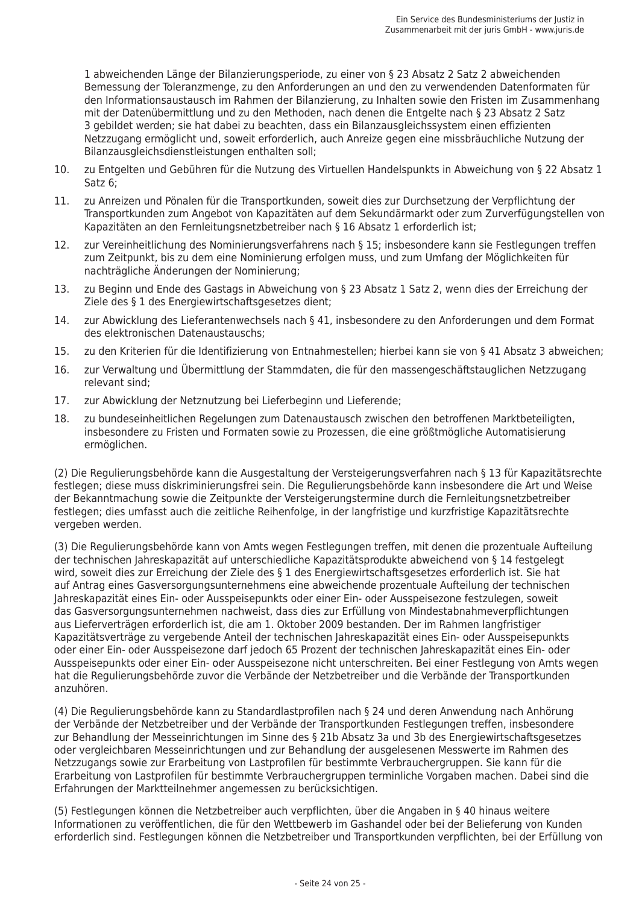1 abweichenden Länge der Bilanzierungsperiode, zu einer von § 23 Absatz 2 Satz 2 abweichenden Bemessung der Toleranzmenge, zu den Anforderungen an und den zu verwendenden Datenformaten für den Informationsaustausch im Rahmen der Bilanzierung, zu Inhalten sowie den Fristen im Zusammenhang mit der Datenübermittlung und zu den Methoden, nach denen die Entgelte nach § 23 Absatz 2 Satz 3 gebildet werden; sie hat dabei zu beachten, dass ein Bilanzausgleichssystem einen effizienten Netzzugang ermöglicht und, soweit erforderlich, auch Anreize gegen eine missbräuchliche Nutzung der Bilanzausgleichsdienstleistungen enthalten soll;

10. zu Entgelten und Gebühren für die Nutzung des Virtuellen Handelspunkts in Abweichung von § 22 Absatz 1 Satz 6;
11. zu Anreizen und Pönalen für die Transportkunden, soweit dies zur Durchsetzung der Verpflichtung der Transportkunden zum Angebot von Kapazitäten auf dem Sekundärmarkt oder zum Zurverfügungstellen von Kapazitäten an den Fernleitungsnetzbetreiber nach § 16 Absatz 1 erforderlich ist;
12. zur Vereinheitlichung des Nominierungsverfahrens nach § 15; insbesondere kann sie Festlegungen treffen zum Zeitpunkt, bis zu dem eine Nominierung erfolgen muss, und zum Umfang der Möglichkeiten für nachträgliche Änderungen der Nominierung;
13. zu Beginn und Ende des Gastags in Abweichung von § 23 Absatz 1 Satz 2, wenn dies der Erreichung der Ziele des § 1 des Energiewirtschaftsgesetzes dient;
14. zur Abwicklung des Lieferantenwechsels nach § 41, insbesondere zu den Anforderungen und dem Format des elektronischen Datenaustauschs;
15. zu den Kriterien für die Identifizierung von Entnahmestellen; hierbei kann sie von § 41 Absatz 3 abweichen;
16. zur Verwaltung und Übermittlung der Stammdaten, die für den massengeschäftstauglichen Netzzugang relevant sind;
17. zur Abwicklung der Netznutzung bei Lieferbeginn und Lieferende;
18. zu bundeseinheitlichen Regelungen zum Datenaustausch zwischen den betroffenen Marktbeteiligten, insbesondere zu Fristen und Formaten sowie zu Prozessen, die eine größtmögliche Automatisierung ermöglichen.

(2) Die Regulierungsbehörde kann die Ausgestaltung der Versteigerungsverfahren nach § 13 für Kapazitätsrechte festlegen; diese muss diskriminierungsfrei sein. Die Regulierungsbehörde kann insbesondere die Art und Weise der Bekanntmachung sowie die Zeitpunkte der Versteigerungstermine durch die Fernleitungsnetzbetreiber festlegen; dies umfasst auch die zeitliche Reihenfolge, in der langfristige und kurzfristige Kapazitätsrechte vergeben werden.

(3) Die Regulierungsbehörde kann von Amts wegen Festlegungen treffen, mit denen die prozentuale Aufteilung der technischen Jahreskapazität auf unterschiedliche Kapazitätsprodukte abweichend von § 14 festgelegt wird, soweit dies zur Erreichung der Ziele des § 1 des Energiewirtschaftsgesetzes erforderlich ist. Sie hat auf Antrag eines Gasversorgungsunternehmens eine abweichende prozentuale Aufteilung der technischen Jahreskapazität eines Ein- oder Ausspeisepunkts oder einer Ein- oder Ausspeisezone festzulegen, soweit das Gasversorgungsunternehmen nachweist, dass dies zur Erfüllung von Mindestabnahmeverpflichtungen aus Lieferverträgen erforderlich ist, die am 1. Oktober 2009 bestanden. Der im Rahmen langfristiger Kapazitätsverträge zu vergebende Anteil der technischen Jahreskapazität eines Ein- oder Ausspeisepunkts oder einer Ein- oder Ausspeisezone darf jedoch 65 Prozent der technischen Jahreskapazität eines Ein- oder Ausspeisepunkts oder einer Ein- oder Ausspeisezone nicht unterschreiten. Bei einer Festlegung von Amts wegen hat die Regulierungsbehörde zuvor die Verbände der Netzbetreiber und die Verbände der Transportkunden anzuhören.

(4) Die Regulierungsbehörde kann zu Standardlastprofilen nach § 24 und deren Anwendung nach Anhörung der Verbände der Netzbetreiber und der Verbände der Transportkunden Festlegungen treffen, insbesondere zur Behandlung der Messeinrichtungen im Sinne des § 21b Absatz 3a und 3b des Energiewirtschaftsgesetzes oder vergleichbaren Messeinrichtungen und zur Behandlung der ausgelesenen Messwerte im Rahmen des Netzzugangs sowie zur Erarbeitung von Lastprofilen für bestimmte Verbrauchergruppen. Sie kann für die Erarbeitung von Lastprofilen für bestimmte Verbrauchergruppen terminliche Vorgaben machen. Dabei sind die Erfahrungen der Marktteilnehmer angemessen zu berücksichtigen.

(5) Festlegungen können die Netzbetreiber auch verpflichten, über die Angaben in § 40 hinaus weitere Informationen zu veröffentlichen, die für den Wettbewerb im Gashandel oder bei der Belieferung von Kunden erforderlich sind. Festlegungen können die Netzbetreiber und Transportkunden verpflichten, bei der Erfüllung von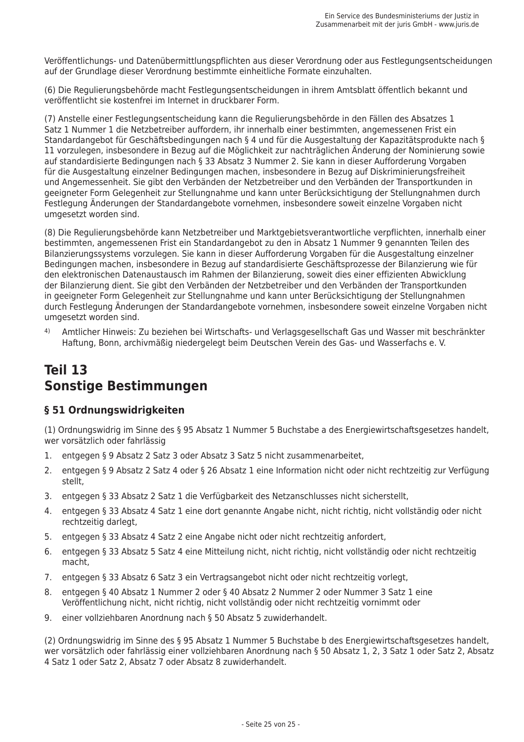Veröffentlichungs- und Datenübermittlungspflichten aus dieser Verordnung oder aus Festlegungsentscheidungen auf der Grundlage dieser Verordnung bestimmte einheitliche Formate einzuhalten.

(6) Die Regulierungsbehörde macht Festlegungsentscheidungen in ihrem Amtsblatt öffentlich bekannt und veröffentlicht sie kostenfrei im Internet in druckbarer Form.

(7) Anstelle einer Festlegungsentscheidung kann die Regulierungsbehörde in den Fällen des Absatzes 1 Satz 1 Nummer 1 die Netzbetreiber auffordern, ihr innerhalb einer bestimmten, angemessenen Frist ein Standardangebot für Geschäftsbedingungen nach § 4 und für die Ausgestaltung der Kapazitätsprodukte nach § 11 vorzulegen, insbesondere in Bezug auf die Möglichkeit zur nachträglichen Änderung der Nominierung sowie auf standardisierte Bedingungen nach § 33 Absatz 3 Nummer 2. Sie kann in dieser Aufforderung Vorgaben für die Ausgestaltung einzelner Bedingungen machen, insbesondere in Bezug auf Diskriminierungsfreiheit und Angemessenheit. Sie gibt den Verbänden der Netzbetreiber und den Verbänden der Transportkunden in geeigneter Form Gelegenheit zur Stellungnahme und kann unter Berücksichtigung der Stellungnahmen durch Festlegung Änderungen der Standardangebote vornehmen, insbesondere soweit einzelne Vorgaben nicht umgesetzt worden sind.

(8) Die Regulierungsbehörde kann Netzbetreiber und Marktgebietsverantwortliche verpflichten, innerhalb einer bestimmten, angemessenen Frist ein Standardangebot zu den in Absatz 1 Nummer 9 genannten Teilen des Bilanzierungssystems vorzulegen. Sie kann in dieser Aufforderung Vorgaben für die Ausgestaltung einzelner Bedingungen machen, insbesondere in Bezug auf standardisierte Geschäftsprozesse der Bilanzierung wie für den elektronischen Datenaustausch im Rahmen der Bilanzierung, soweit dies einer effizienten Abwicklung der Bilanzierung dient. Sie gibt den Verbänden der Netzbetreiber und den Verbänden der Transportkunden in geeigneter Form Gelegenheit zur Stellungnahme und kann unter Berücksichtigung der Stellungnahmen durch Festlegung Änderungen der Standardangebote vornehmen, insbesondere soweit einzelne Vorgaben nicht umgesetzt worden sind.

[4] Amtlicher Hinweis: Zu beziehen bei Wirtschafts- und Verlagsgesellschaft Gas und Wasser mit beschränkter Haftung, Bonn, archivmäßig niedergelegt beim Deutschen Verein des Gas- und Wasserfachs e. V.

# Teil 13
# Sonstige Bestimmungen

## § 51 Ordnungswidrigkeiten

(1) Ordnungswidrig im Sinne des § 95 Absatz 1 Nummer 5 Buchstabe a des Energiewirtschaftsgesetzes handelt, wer vorsätzlich oder fahrlässig

1. entgegen § 9 Absatz 2 Satz 3 oder Absatz 3 Satz 5 nicht zusammenarbeitet,
2. entgegen § 9 Absatz 2 Satz 4 oder § 26 Absatz 1 eine Information nicht oder nicht rechtzeitig zur Verfügung stellt,
3. entgegen § 33 Absatz 2 Satz 1 die Verfügbarkeit des Netzanschlusses nicht sicherstellt,
4. entgegen § 33 Absatz 4 Satz 1 eine dort genannte Angabe nicht, nicht richtig, nicht vollständig oder nicht rechtzeitig darlegt,
5. entgegen § 33 Absatz 4 Satz 2 eine Angabe nicht oder nicht rechtzeitig anfordert,
6. entgegen § 33 Absatz 5 Satz 4 eine Mitteilung nicht, nicht richtig, nicht vollständig oder nicht rechtzeitig macht,
7. entgegen § 33 Absatz 6 Satz 3 ein Vertragsangebot nicht oder nicht rechtzeitig vorlegt,
8. entgegen § 40 Absatz 1 Nummer 2 oder § 40 Absatz 2 Nummer 2 oder Nummer 3 Satz 1 eine Veröffentlichung nicht, nicht richtig, nicht vollständig oder nicht rechtzeitig vornimmt oder
9. einer vollziehbaren Anordnung nach § 50 Absatz 5 zuwiderhandelt.

(2) Ordnungswidrig im Sinne des § 95 Absatz 1 Nummer 5 Buchstabe b des Energiewirtschaftsgesetzes handelt, wer vorsätzlich oder fahrlässig einer vollziehbaren Anordnung nach § 50 Absatz 1, 2, 3 Satz 1 oder Satz 2, Absatz 4 Satz 1 oder Satz 2, Absatz 7 oder Absatz 8 zuwiderhandelt.